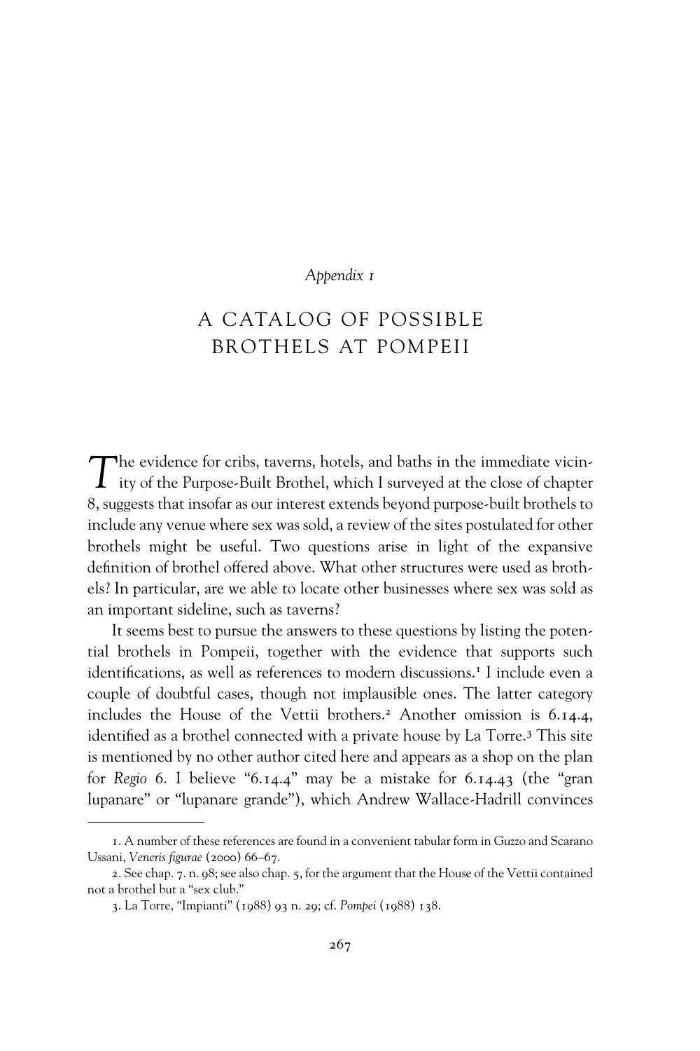*Appendix 1*

# A CATALOG OF POSSIBLE BROTHELS AT POMPEII

The evidence for cribs, taverns, hotels, and baths in the immediate vicinity of the Purpose-Built Brothel, which I surveyed at the close of chapter 8, suggests that insofar as our interest extends beyond purpose-built brothels to include any venue where sex was sold, a review of the sites postulated for other brothels might be useful. Two questions arise in light of the expansive definition of brothel offered above. What other structures were used as brothels? In particular, are we able to locate other businesses where sex was sold as an important sideline, such as taverns?

It seems best to pursue the answers to these questions by listing the potential brothels in Pompeii, together with the evidence that supports such identifications, as well as references to modern discussions.[1] I include even a couple of doubtful cases, though not implausible ones. The latter category includes the House of the Vettii brothers.[2] Another omission is 6.14.4, identified as a brothel connected with a private house by La Torre.[3] This site is mentioned by no other author cited here and appears as a shop on the plan for *Regio* 6. I believe "6.14.4" may be a mistake for 6.14.43 (the "gran lupanare" or "lupanare grande"), which Andrew Wallace-Hadrill convinces

---

1. A number of these references are found in a convenient tabular form in Guzzo and Scarano Ussani, *Veneris figurae* (2000) 66–67.

2. See chap. 7. n. 98; see also chap. 5, for the argument that the House of the Vettii contained not a brothel but a "sex club."

3. La Torre, "Impianti" (1988) 93 n. 29; cf. *Pompei* (1988) 138.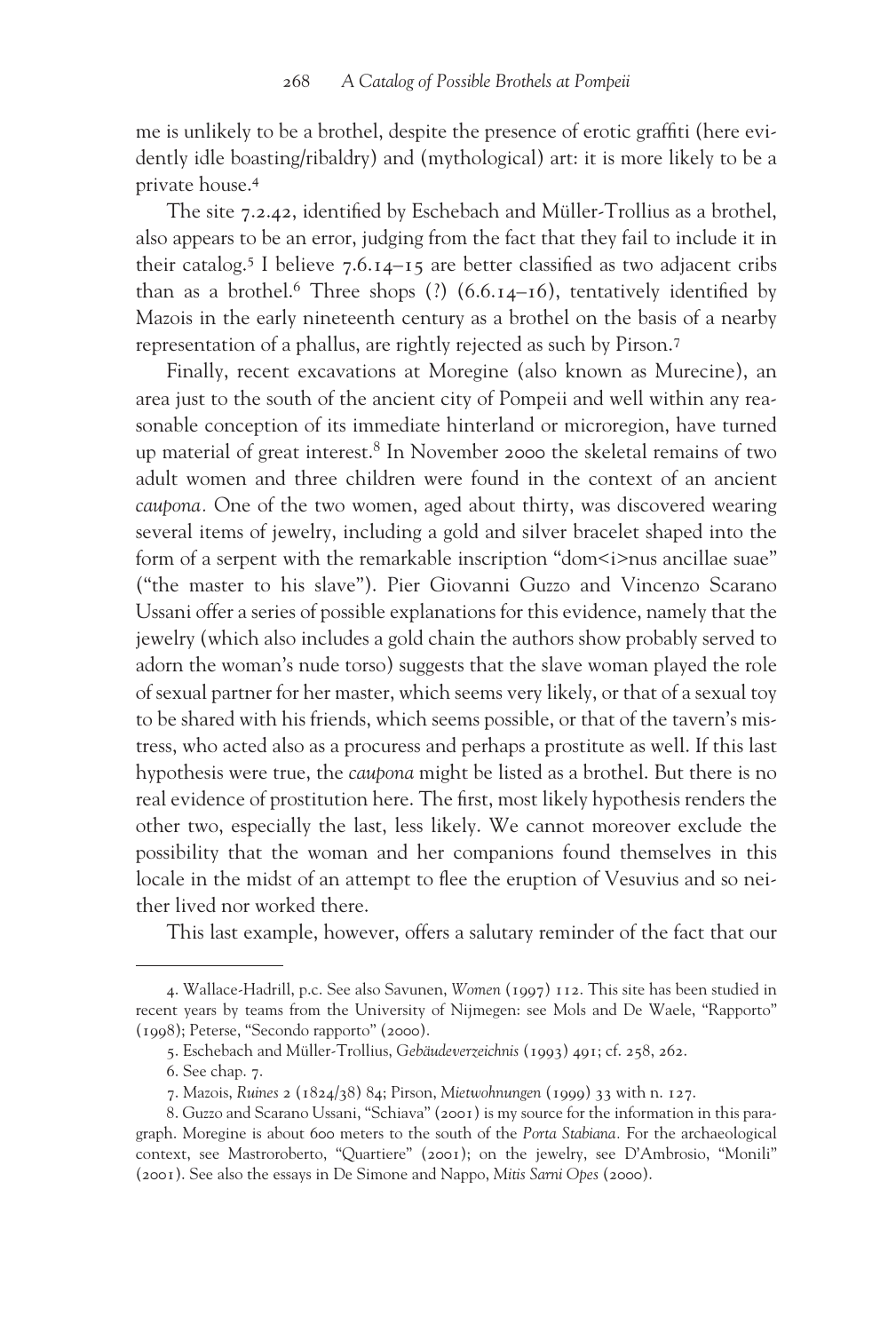me is unlikely to be a brothel, despite the presence of erotic graffiti (here evidently idle boasting/ribaldry) and (mythological) art: it is more likely to be a private house.[4]

The site 7.2.42, identified by Eschebach and Müller-Trollius as a brothel, also appears to be an error, judging from the fact that they fail to include it in their catalog.[5] I believe 7.6.14–15 are better classified as two adjacent cribs than as a brothel.[6] Three shops (?) (6.6.14–16), tentatively identified by Mazois in the early nineteenth century as a brothel on the basis of a nearby representation of a phallus, are rightly rejected as such by Pirson.[7]

Finally, recent excavations at Moregine (also known as Murecine), an area just to the south of the ancient city of Pompeii and well within any reasonable conception of its immediate hinterland or microregion, have turned up material of great interest.[8] In November 2000 the skeletal remains of two adult women and three children were found in the context of an ancient *caupona.* One of the two women, aged about thirty, was discovered wearing several items of jewelry, including a gold and silver bracelet shaped into the form of a serpent with the remarkable inscription "dom<i>nus ancillae suae" ("the master to his slave"). Pier Giovanni Guzzo and Vincenzo Scarano Ussani offer a series of possible explanations for this evidence, namely that the jewelry (which also includes a gold chain the authors show probably served to adorn the woman's nude torso) suggests that the slave woman played the role of sexual partner for her master, which seems very likely, or that of a sexual toy to be shared with his friends, which seems possible, or that of the tavern's mistress, who acted also as a procuress and perhaps a prostitute as well. If this last hypothesis were true, the *caupona* might be listed as a brothel. But there is no real evidence of prostitution here. The first, most likely hypothesis renders the other two, especially the last, less likely. We cannot moreover exclude the possibility that the woman and her companions found themselves in this locale in the midst of an attempt to flee the eruption of Vesuvius and so neither lived nor worked there.

This last example, however, offers a salutary reminder of the fact that our

---

4. Wallace-Hadrill, p.c. See also Savunen, *Women* (1997) 112. This site has been studied in recent years by teams from the University of Nijmegen: see Mols and De Waele, "Rapporto" (1998); Peterse, "Secondo rapporto" (2000).

5. Eschebach and Müller-Trollius, *Gebäudeverzeichnis* (1993) 491; cf. 258, 262.

6. See chap. 7.

7. Mazois, *Ruines* 2 (1824/38) 84; Pirson, *Mietwohnungen* (1999) 33 with n. 127.

8. Guzzo and Scarano Ussani, "Schiava" (2001) is my source for the information in this paragraph. Moregine is about 600 meters to the south of the *Porta Stabiana.* For the archaeological context, see Mastroroberto, "Quartiere" (2001); on the jewelry, see D'Ambrosio, "Monili" (2001). See also the essays in De Simone and Nappo, *Mitis Sarni Opes* (2000).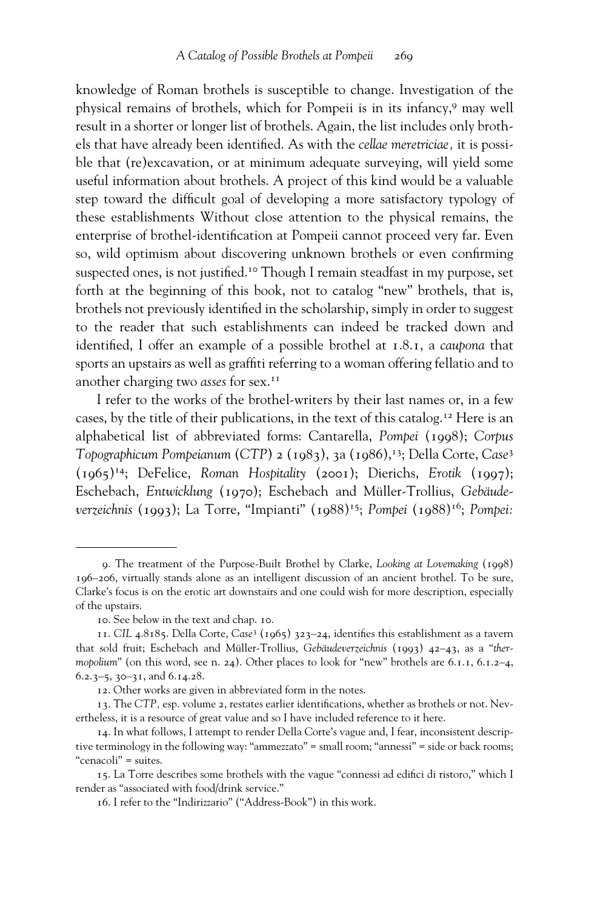knowledge of Roman brothels is susceptible to change. Investigation of the physical remains of brothels, which for Pompeii is in its infancy,[9] may well result in a shorter or longer list of brothels. Again, the list includes only brothels that have already been identified. As with the *cellae meretriciae,* it is possible that (re)excavation, or at minimum adequate surveying, will yield some useful information about brothels. A project of this kind would be a valuable step toward the difficult goal of developing a more satisfactory typology of these establishments Without close attention to the physical remains, the enterprise of brothel-identification at Pompeii cannot proceed very far. Even so, wild optimism about discovering unknown brothels or even confirming suspected ones, is not justified.[10] Though I remain steadfast in my purpose, set forth at the beginning of this book, not to catalog "new" brothels, that is, brothels not previously identified in the scholarship, simply in order to suggest to the reader that such establishments can indeed be tracked down and identified, I offer an example of a possible brothel at 1.8.1, a *caupona* that sports an upstairs as well as graffiti referring to a woman offering fellatio and to another charging two *asses* for sex.[11]

I refer to the works of the brothel-writers by their last names or, in a few cases, by the title of their publications, in the text of this catalog.[12] Here is an alphabetical list of abbreviated forms: Cantarella, *Pompei* (1998); *Corpus Topographicum Pompeianum* (*CTP*) 2 (1983), 3a (1986),[13]; Della Corte, *Case*³ (1965)[14]; DeFelice, *Roman Hospitality* (2001); Dierichs, *Erotik* (1997); Eschebach, *Entwicklung* (1970); Eschebach and Müller-Trollius, *Gebäudeverzeichnis* (1993); La Torre, "Impianti" (1988)[15]; *Pompei* (1988)[16]; *Pompei:*

---

9. The treatment of the Purpose-Built Brothel by Clarke, *Looking at Lovemaking* (1998) 196–206, virtually stands alone as an intelligent discussion of an ancient brothel. To be sure, Clarke's focus is on the erotic art downstairs and one could wish for more description, especially of the upstairs.

10. See below in the text and chap. 10.

11. *CIL* 4.8185. Della Corte, *Case*³ (1965) 323–24, identifies this establishment as a tavern that sold fruit; Eschebach and Müller-Trollius, *Gebäudeverzeichnis* (1993) 42–43, as a "*thermopolium*" (on this word, see n. 24). Other places to look for "new" brothels are 6.1.1, 6.1.2–4, 6.2.3–5, 30–31, and 6.14.28.

12. Other works are given in abbreviated form in the notes.

13. The *CTP,* esp. volume 2, restates earlier identifications, whether as brothels or not. Nevertheless, it is a resource of great value and so I have included reference to it here.

14. In what follows, I attempt to render Della Corte's vague and, I fear, inconsistent descriptive terminology in the following way: "ammezzato" = small room; "annessi" = side or back rooms; "cenacoli" = suites.

15. La Torre describes some brothels with the vague "connessi ad edifici di ristoro," which I render as "associated with food/drink service."

16. I refer to the "Indirizzario" ("Address-Book") in this work.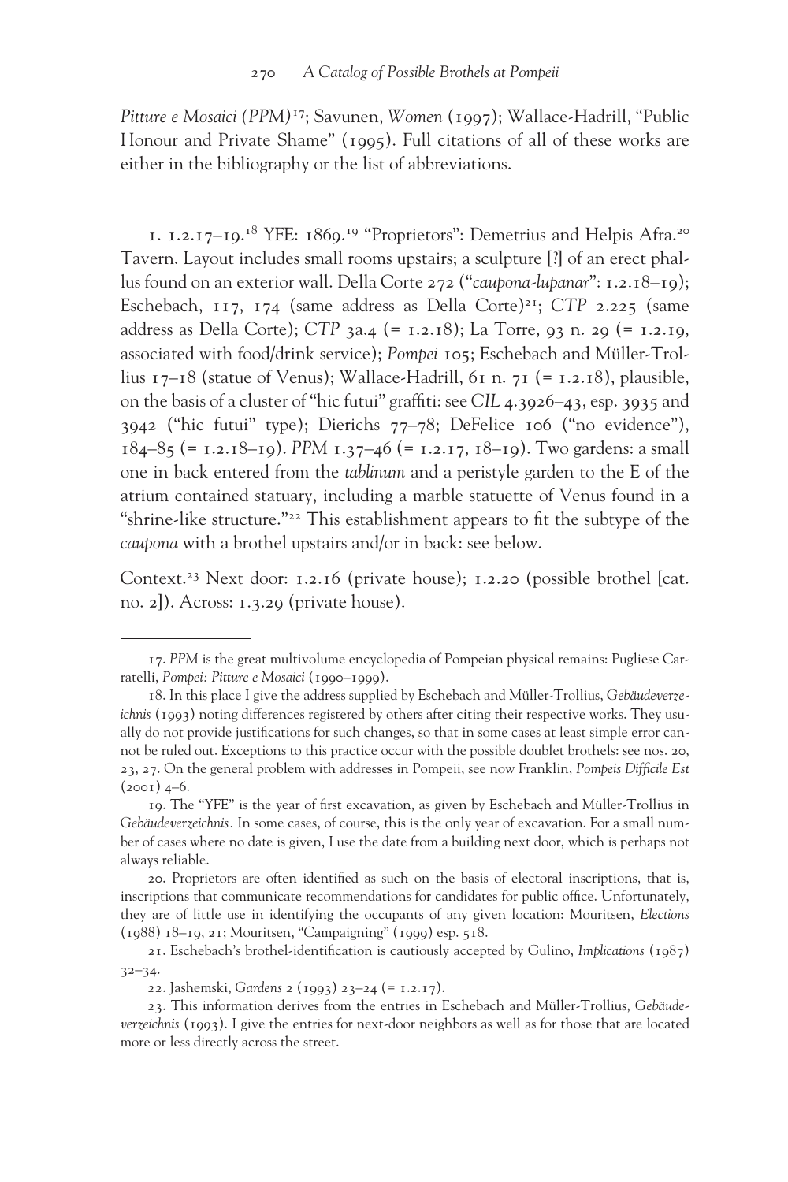*Pitture e Mosaici (PPM)*[17]; Savunen, *Women* (1997); Wallace-Hadrill, "Public Honour and Private Shame" (1995). Full citations of all of these works are either in the bibliography or the list of abbreviations.

1. 1.2.17–19.[18] YFE: 1869.[19] "Proprietors": Demetrius and Helpis Afra.[20] Tavern. Layout includes small rooms upstairs; a sculpture [?] of an erect phallus found on an exterior wall. Della Corte 272 ("*caupona-lupanar*": 1.2.18–19); Eschebach, 117, 174 (same address as Della Corte)[21]; *CTP* 2.225 (same address as Della Corte); *CTP* 3a.4 (= 1.2.18); La Torre, 93 n. 29 (= 1.2.19, associated with food/drink service); *Pompei* 105; Eschebach and Müller-Trollius 17–18 (statue of Venus); Wallace-Hadrill, 61 n. 71 (= 1.2.18), plausible, on the basis of a cluster of "hic futui" graffiti: see *CIL* 4.3926–43, esp. 3935 and 3942 ("hic futui" type); Dierichs 77–78; DeFelice 106 ("no evidence"), 184–85 (= 1.2.18–19). *PPM* 1.37–46 (= 1.2.17, 18–19). Two gardens: a small one in back entered from the *tablinum* and a peristyle garden to the E of the atrium contained statuary, including a marble statuette of Venus found in a "shrine-like structure."[22] This establishment appears to fit the subtype of the *caupona* with a brothel upstairs and/or in back: see below.

Context.[23] Next door: 1.2.16 (private house); 1.2.20 (possible brothel [cat. no. 2]). Across: 1.3.29 (private house).

---

17. *PPM* is the great multivolume encyclopedia of Pompeian physical remains: Pugliese Carratelli, *Pompei: Pitture e Mosaici* (1990–1999).

18. In this place I give the address supplied by Eschebach and Müller-Trollius, *Gebäudeverzeichnis* (1993) noting differences registered by others after citing their respective works. They usually do not provide justifications for such changes, so that in some cases at least simple error cannot be ruled out. Exceptions to this practice occur with the possible doublet brothels: see nos. 20, 23, 27. On the general problem with addresses in Pompeii, see now Franklin, *Pompeis Difficile Est* (2001) 4–6.

19. The "YFE" is the year of first excavation, as given by Eschebach and Müller-Trollius in *Gebäudeverzeichnis*. In some cases, of course, this is the only year of excavation. For a small number of cases where no date is given, I use the date from a building next door, which is perhaps not always reliable.

20. Proprietors are often identified as such on the basis of electoral inscriptions, that is, inscriptions that communicate recommendations for candidates for public office. Unfortunately, they are of little use in identifying the occupants of any given location: Mouritsen, *Elections* (1988) 18–19, 21; Mouritsen, "Campaigning" (1999) esp. 518.

21. Eschebach's brothel-identification is cautiously accepted by Gulino, *Implications* (1987) 32–34.

22. Jashemski, *Gardens* 2 (1993) 23–24 (= 1.2.17).

23. This information derives from the entries in Eschebach and Müller-Trollius, *Gebäudeverzeichnis* (1993). I give the entries for next-door neighbors as well as for those that are located more or less directly across the street.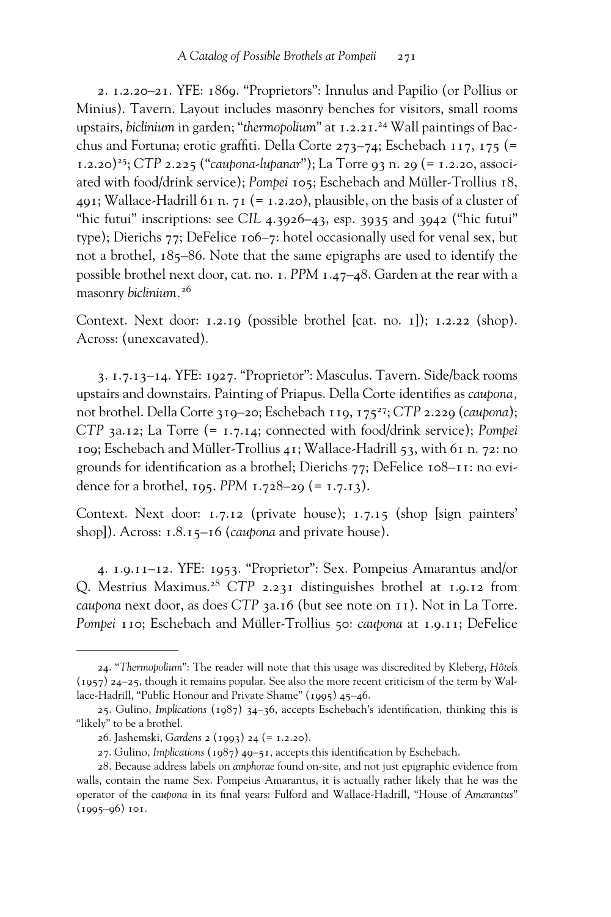2. 1.2.20–21. YFE: 1869. "Proprietors": Innulus and Papilio (or Pollius or Minius). Tavern. Layout includes masonry benches for visitors, small rooms upstairs, *biclinium* in garden; "*thermopolium*" at 1.2.21.[24] Wall paintings of Bacchus and Fortuna; erotic graffiti. Della Corte 273–74; Eschebach 117, 175 (= 1.2.20)[25]; *CTP* 2.225 ("*caupona-lupanar*"); La Torre 93 n. 29 (= 1.2.20, associated with food/drink service); *Pompei* 105; Eschebach and Müller-Trollius 18, 491; Wallace-Hadrill 61 n. 71 (= 1.2.20), plausible, on the basis of a cluster of "hic futui" inscriptions: see *CIL* 4.3926–43, esp. 3935 and 3942 ("hic futui" type); Dierichs 77; DeFelice 106–7: hotel occasionally used for venal sex, but not a brothel, 185–86. Note that the same epigraphs are used to identify the possible brothel next door, cat. no. 1. *PPM* 1.47–48. Garden at the rear with a masonry *biclinium*.[26]

Context. Next door: 1.2.19 (possible brothel [cat. no. 1]); 1.2.22 (shop). Across: (unexcavated).

3. 1.7.13–14. YFE: 1927. "Proprietor": Masculus. Tavern. Side/back rooms upstairs and downstairs. Painting of Priapus. Della Corte identifies as *caupona*, not brothel. Della Corte 319–20; Eschebach 119, 175[27]; *CTP* 2.229 (*caupona*); *CTP* 3a.12; La Torre (= 1.7.14; connected with food/drink service); *Pompei* 109; Eschebach and Müller-Trollius 41; Wallace-Hadrill 53, with 61 n. 72: no grounds for identification as a brothel; Dierichs 77; DeFelice 108–11: no evidence for a brothel, 195. *PPM* 1.728–29 (= 1.7.13).

Context. Next door: 1.7.12 (private house); 1.7.15 (shop [sign painters' shop]). Across: 1.8.15–16 (*caupona* and private house).

4. 1.9.11–12. YFE: 1953. "Proprietor": Sex. Pompeius Amarantus and/or Q. Mestrius Maximus.[28] *CTP* 2.231 distinguishes brothel at 1.9.12 from *caupona* next door, as does *CTP* 3a.16 (but see note on 11). Not in La Torre. *Pompei* 110; Eschebach and Müller-Trollius 50: *caupona* at 1.9.11; DeFelice

---

24. "*Thermopolium*": The reader will note that this usage was discredited by Kleberg, *Hôtels* (1957) 24–25, though it remains popular. See also the more recent criticism of the term by Wallace-Hadrill, "Public Honour and Private Shame" (1995) 45–46.

25. Gulino, *Implications* (1987) 34–36, accepts Eschebach's identification, thinking this is "likely" to be a brothel.

26. Jashemski, *Gardens* 2 (1993) 24 (= 1.2.20).

27. Gulino, *Implications* (1987) 49–51, accepts this identification by Eschebach.

28. Because address labels on *amphorae* found on-site, and not just epigraphic evidence from walls, contain the name Sex. Pompeius Amarantus, it is actually rather likely that he was the operator of the *caupona* in its final years: Fulford and Wallace-Hadrill, "House of *Amarantus*" (1995–96) 101.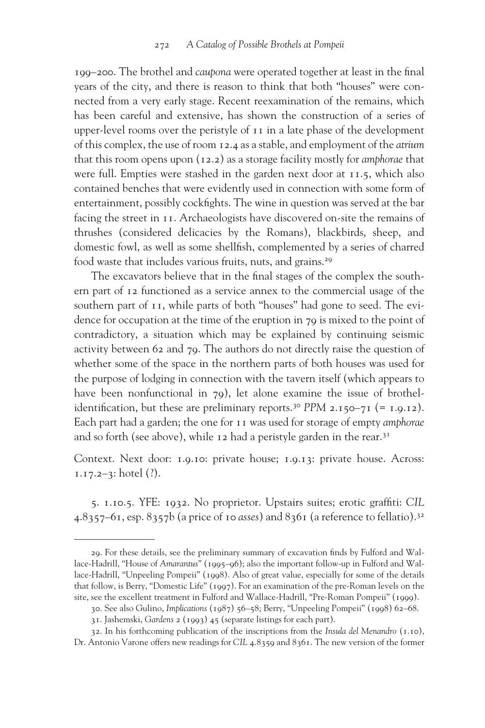199–200. The brothel and *caupona* were operated together at least in the final years of the city, and there is reason to think that both "houses" were connected from a very early stage. Recent reexamination of the remains, which has been careful and extensive, has shown the construction of a series of upper-level rooms over the peristyle of 11 in a late phase of the development of this complex, the use of room 12.4 as a stable, and employment of the *atrium* that this room opens upon (12.2) as a storage facility mostly for *amphorae* that were full. Empties were stashed in the garden next door at 11.5, which also contained benches that were evidently used in connection with some form of entertainment, possibly cockfights. The wine in question was served at the bar facing the street in 11. Archaeologists have discovered on-site the remains of thrushes (considered delicacies by the Romans), blackbirds, sheep, and domestic fowl, as well as some shellfish, complemented by a series of charred food waste that includes various fruits, nuts, and grains.[29]

The excavators believe that in the final stages of the complex the southern part of 12 functioned as a service annex to the commercial usage of the southern part of 11, while parts of both "houses" had gone to seed. The evidence for occupation at the time of the eruption in 79 is mixed to the point of contradictory, a situation which may be explained by continuing seismic activity between 62 and 79. The authors do not directly raise the question of whether some of the space in the northern parts of both houses was used for the purpose of lodging in connection with the tavern itself (which appears to have been nonfunctional in 79), let alone examine the issue of brothel-identification, but these are preliminary reports.[30] *PPM* 2.150–71 (= 1.9.12). Each part had a garden; the one for 11 was used for storage of empty *amphorae* and so forth (see above), while 12 had a peristyle garden in the rear.[31]

Context. Next door: 1.9.10: private house; 1.9.13: private house. Across: 1.17.2–3: hotel (?).

5. 1.10.5. YFE: 1932. No proprietor. Upstairs suites; erotic graffiti: *CIL* 4.8357–61, esp. 8357b (a price of 10 *asses*) and 8361 (a reference to fellatio).[32]

---

29. For these details, see the preliminary summary of excavation finds by Fulford and Wallace-Hadrill, "House of *Amarantus*" (1995–96); also the important follow-up in Fulford and Wallace-Hadrill, "Unpeeling Pompeii" (1998). Also of great value, especially for some of the details that follow, is Berry, "Domestic Life" (1997). For an examination of the pre-Roman levels on the site, see the excellent treatment in Fulford and Wallace-Hadrill, "Pre-Roman Pompeii" (1999).

30. See also Gulino, *Implications* (1987) 56–58; Berry, "Unpeeling Pompeii" (1998) 62–68.

31. Jashemski, *Gardens* 2 (1993) 45 (separate listings for each part).

32. In his forthcoming publication of the inscriptions from the *Insula del Menandro* (1.10), Dr. Antonio Varone offers new readings for *CIL* 4.8359 and 8361. The new version of the former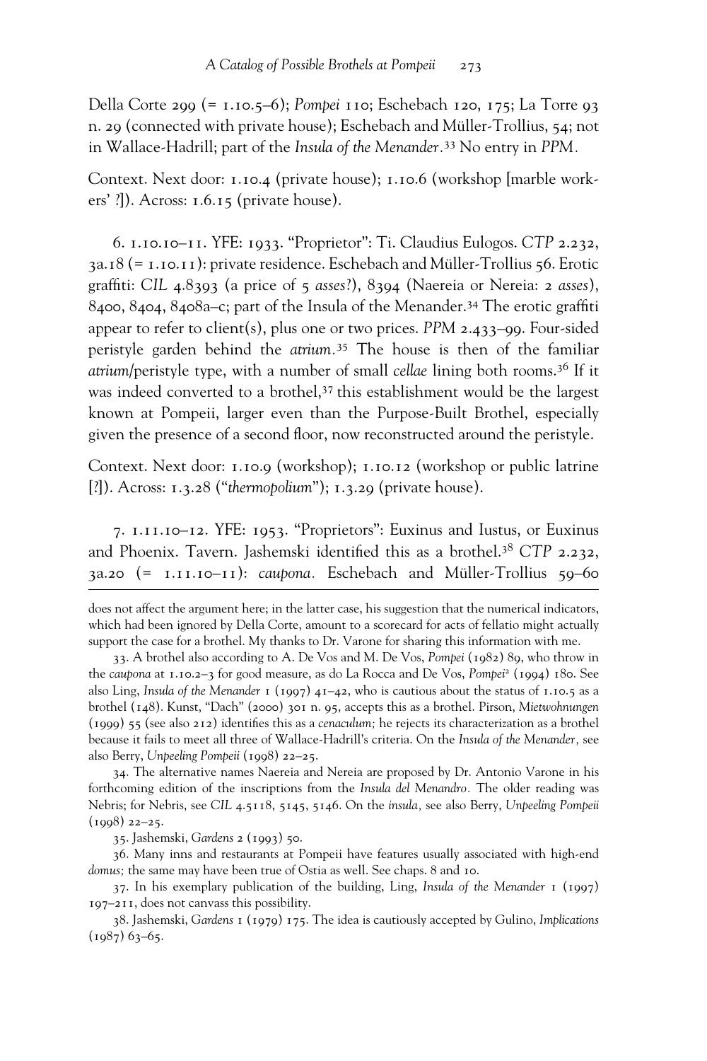Della Corte 299 (= 1.10.5–6); *Pompei* 110; Eschebach 120, 175; La Torre 93 n. 29 (connected with private house); Eschebach and Müller-Trollius, 54; not in Wallace-Hadrill; part of the *Insula of the Menander*.[33] No entry in *PPM*.

Context. Next door: 1.10.4 (private house); 1.10.6 (workshop [marble workers' ?]). Across: 1.6.15 (private house).

6. 1.10.10–11. YFE: 1933. "Proprietor": Ti. Claudius Eulogos. *CTP* 2.232, 3a.18 (= 1.10.11): private residence. Eschebach and Müller-Trollius 56. Erotic graffiti: *CIL* 4.8393 (a price of 5 *asses*?), 8394 (Naereia or Nereia: 2 *asses*), 8400, 8404, 8408a–c; part of the Insula of the Menander.[34] The erotic graffiti appear to refer to client(s), plus one or two prices. *PPM* 2.433–99. Four-sided peristyle garden behind the *atrium*.[35] The house is then of the familiar *atrium*/peristyle type, with a number of small *cellae* lining both rooms.[36] If it was indeed converted to a brothel,[37] this establishment would be the largest known at Pompeii, larger even than the Purpose-Built Brothel, especially given the presence of a second floor, now reconstructed around the peristyle.

Context. Next door: 1.10.9 (workshop); 1.10.12 (workshop or public latrine [?]). Across: 1.3.28 ("*thermopolium*"); 1.3.29 (private house).

7. 1.11.10–12. YFE: 1953. "Proprietors": Euxinus and Iustus, or Euxinus and Phoenix. Tavern. Jashemski identified this as a brothel.[38] *CTP* 2.232, 3a.20 (= 1.11.10–11): *caupona*. Eschebach and Müller-Trollius 59–60

---

does not affect the argument here; in the latter case, his suggestion that the numerical indicators, which had been ignored by Della Corte, amount to a scorecard for acts of fellatio might actually support the case for a brothel. My thanks to Dr. Varone for sharing this information with me.

33. A brothel also according to A. De Vos and M. De Vos, *Pompei* (1982) 89, who throw in the *caupona* at 1.10.2–3 for good measure, as do La Rocca and De Vos, *Pompei*² (1994) 180. See also Ling, *Insula of the Menander* 1 (1997) 41–42, who is cautious about the status of 1.10.5 as a brothel (148). Kunst, "Dach" (2000) 301 n. 95, accepts this as a brothel. Pirson, *Mietwohnungen* (1999) 55 (see also 212) identifies this as a *cenaculum;* he rejects its characterization as a brothel because it fails to meet all three of Wallace-Hadrill's criteria. On the *Insula of the Menander,* see also Berry, *Unpeeling Pompeii* (1998) 22–25.

34. The alternative names Naereia and Nereia are proposed by Dr. Antonio Varone in his forthcoming edition of the inscriptions from the *Insula del Menandro.* The older reading was Nebris; for Nebris, see *CIL* 4.5118, 5145, 5146. On the *insula,* see also Berry, *Unpeeling Pompeii* (1998) 22–25.

35. Jashemski, *Gardens* 2 (1993) 50.

36. Many inns and restaurants at Pompeii have features usually associated with high-end *domus;* the same may have been true of Ostia as well. See chaps. 8 and 10.

37. In his exemplary publication of the building, Ling, *Insula of the Menander* 1 (1997) 197–211, does not canvass this possibility.

38. Jashemski, *Gardens* 1 (1979) 175. The idea is cautiously accepted by Gulino, *Implications* (1987) 63–65.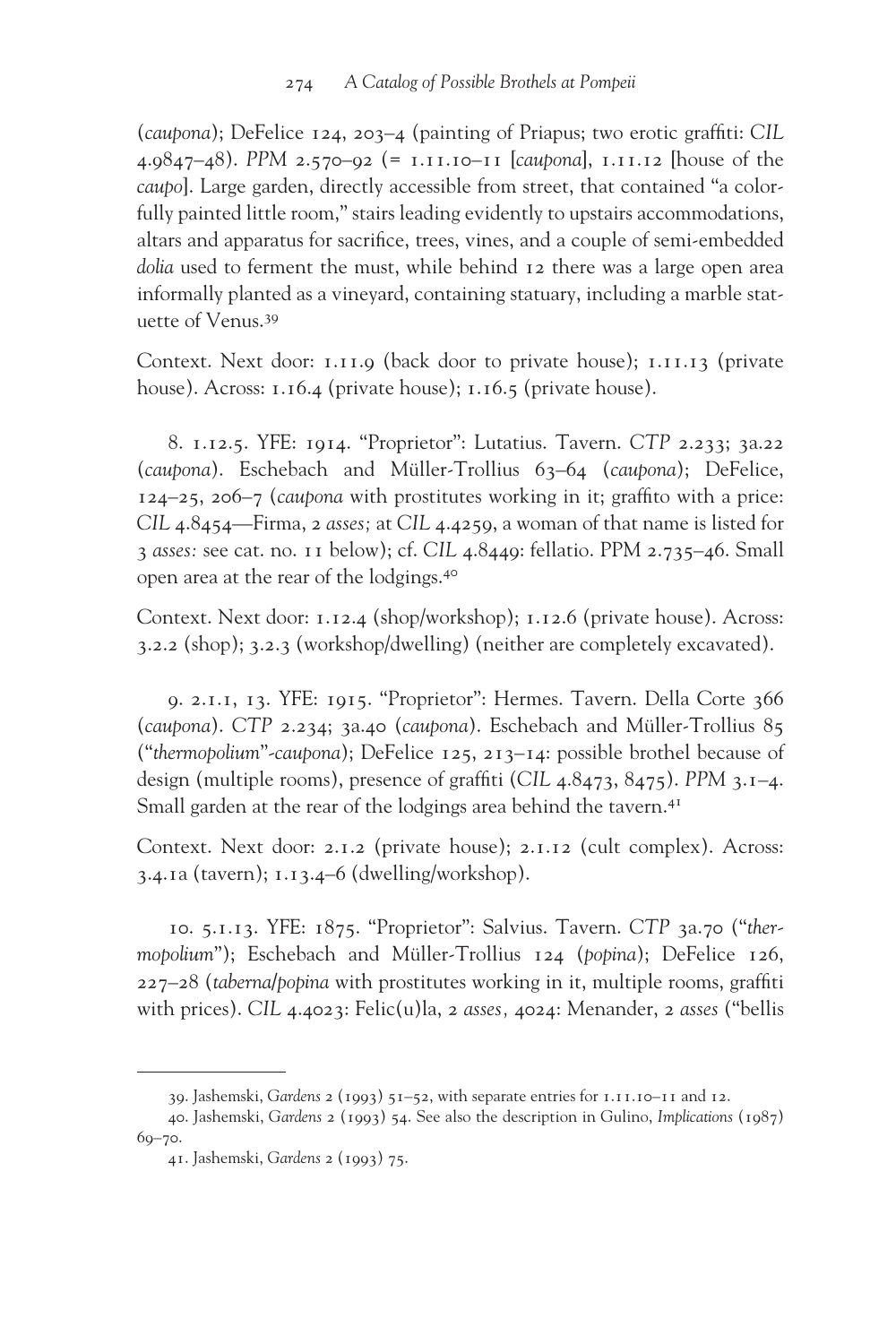(*caupona*); DeFelice 124, 203–4 (painting of Priapus; two erotic graffiti: *CIL* 4.9847–48). *PPM* 2.570–92 (= 1.11.10–11 [*caupona*], 1.11.12 [house of the *caupo*]. Large garden, directly accessible from street, that contained "a colorfully painted little room," stairs leading evidently to upstairs accommodations, altars and apparatus for sacrifice, trees, vines, and a couple of semi-embedded *dolia* used to ferment the must, while behind 12 there was a large open area informally planted as a vineyard, containing statuary, including a marble statuette of Venus.[39]

Context. Next door: 1.11.9 (back door to private house); 1.11.13 (private house). Across: 1.16.4 (private house); 1.16.5 (private house).

8. 1.12.5. YFE: 1914. "Proprietor": Lutatius. Tavern. *CTP* 2.233; 3a.22 (*caupona*). Eschebach and Müller-Trollius 63–64 (*caupona*); DeFelice, 124–25, 206–7 (*caupona* with prostitutes working in it; graffito with a price: *CIL* 4.8454—Firma, 2 *asses;* at *CIL* 4.4259, a woman of that name is listed for 3 *asses:* see cat. no. 11 below); cf. *CIL* 4.8449: fellatio. PPM 2.735–46. Small open area at the rear of the lodgings.[40]

Context. Next door: 1.12.4 (shop/workshop); 1.12.6 (private house). Across: 3.2.2 (shop); 3.2.3 (workshop/dwelling) (neither are completely excavated).

9. 2.1.1, 13. YFE: 1915. "Proprietor": Hermes. Tavern. Della Corte 366 (*caupona*). *CTP* 2.234; 3a.40 (*caupona*). Eschebach and Müller-Trollius 85 ("*thermopolium*"-*caupona*); DeFelice 125, 213–14: possible brothel because of design (multiple rooms), presence of graffiti (*CIL* 4.8473, 8475). *PPM* 3.1–4. Small garden at the rear of the lodgings area behind the tavern.[41]

Context. Next door: 2.1.2 (private house); 2.1.12 (cult complex). Across: 3.4.1a (tavern); 1.13.4–6 (dwelling/workshop).

10. 5.1.13. YFE: 1875. "Proprietor": Salvius. Tavern. *CTP* 3a.70 ("*thermopolium*"); Eschebach and Müller-Trollius 124 (*popina*); DeFelice 126, 227–28 (*taberna*/*popina* with prostitutes working in it, multiple rooms, graffiti with prices). *CIL* 4.4023: Felic(u)la, 2 *asses,* 4024: Menander, 2 *asses* ("bellis

---

39. Jashemski, *Gardens* 2 (1993) 51–52, with separate entries for 1.11.10–11 and 12.

40. Jashemski, *Gardens* 2 (1993) 54. See also the description in Gulino, *Implications* (1987) 69–70.

41. Jashemski, *Gardens* 2 (1993) 75.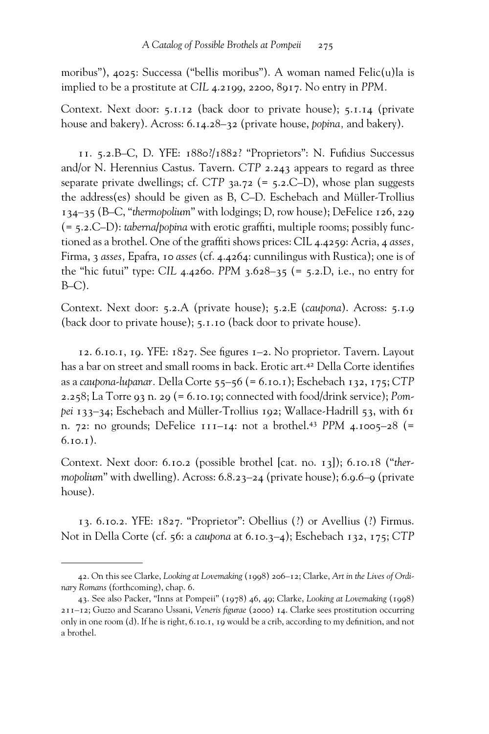moribus"), 4025: Successa ("bellis moribus"). A woman named Felic(u)la is implied to be a prostitute at *CIL* 4.2199, 2200, 8917. No entry in *PPM*.

Context. Next door: 5.1.12 (back door to private house); 5.1.14 (private house and bakery). Across: 6.14.28–32 (private house, *popina,* and bakery).

11. 5.2.B–C, D. YFE: 1880?/1882? "Proprietors": N. Fufidius Successus and/or N. Herennius Castus. Tavern. *CTP* 2.243 appears to regard as three separate private dwellings; cf. *CTP* 3a.72 (= 5.2.C–D), whose plan suggests the address(es) should be given as B, C–D. Eschebach and Müller-Trollius 134–35 (B–C, "*thermopolium*" with lodgings; D, row house); DeFelice 126, 229 (= 5.2.C–D): *taberna/popina* with erotic graffiti, multiple rooms; possibly functioned as a brothel. One of the graffiti shows prices: CIL 4.4259: Acria, 4 *asses,* Firma, 3 *asses,* Epafra, 10 *asses* (cf. 4.4264: cunnilingus with Rustica); one is of the "hic futui" type: *CIL* 4.4260. *PPM* 3.628–35 (= 5.2.D, i.e., no entry for B–C).

Context. Next door: 5.2.A (private house); 5.2.E (*caupona*). Across: 5.1.9 (back door to private house); 5.1.10 (back door to private house).

12. 6.10.1, 19. YFE: 1827. See figures 1–2. No proprietor. Tavern. Layout has a bar on street and small rooms in back. Erotic art.[42] Della Corte identifies as a *caupona-lupanar*. Della Corte 55–56 (= 6.10.1); Eschebach 132, 175; *CTP* 2.258; La Torre 93 n. 29 (= 6.10.19; connected with food/drink service); *Pompei* 133–34; Eschebach and Müller-Trollius 192; Wallace-Hadrill 53, with 61 n. 72: no grounds; DeFelice 111–14: not a brothel.[43] *PPM* 4.1005–28 (= 6.10.1).

Context. Next door: 6.10.2 (possible brothel [cat. no. 13]); 6.10.18 ("*thermopolium*" with dwelling). Across: 6.8.23–24 (private house); 6.9.6–9 (private house).

13. 6.10.2. YFE: 1827. "Proprietor": Obellius (?) or Avellius (?) Firmus. Not in Della Corte (cf. 56: a *caupona* at 6.10.3–4); Eschebach 132, 175; *CTP*

---

42. On this see Clarke, *Looking at Lovemaking* (1998) 206–12; Clarke, *Art in the Lives of Ordinary Romans* (forthcoming), chap. 6.

43. See also Packer, "Inns at Pompeii" (1978) 46, 49; Clarke, *Looking at Lovemaking* (1998) 211–12; Guzzo and Scarano Ussani, *Veneris figurae* (2000) 14. Clarke sees prostitution occurring only in one room (d). If he is right, 6.10.1, 19 would be a crib, according to my definition, and not a brothel.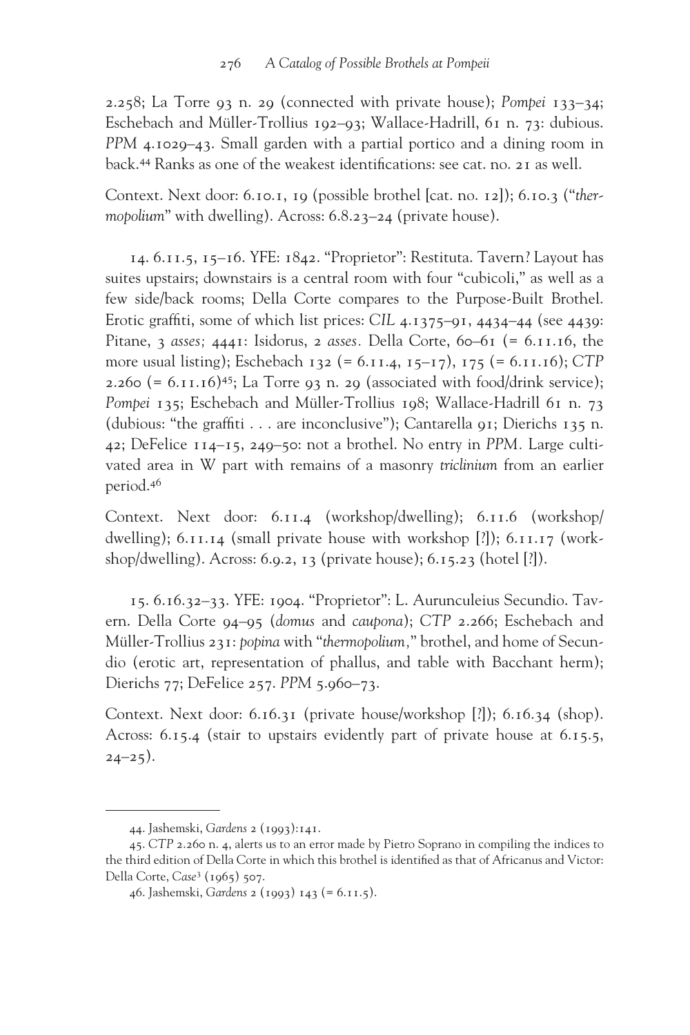2.258; La Torre 93 n. 29 (connected with private house); *Pompei* 133–34; Eschebach and Müller-Trollius 192–93; Wallace-Hadrill, 61 n. 73: dubious. *PPM* 4.1029–43. Small garden with a partial portico and a dining room in back.[44] Ranks as one of the weakest identifications: see cat. no. 21 as well.

Context. Next door: 6.10.1, 19 (possible brothel [cat. no. 12]); 6.10.3 ("*thermopolium*" with dwelling). Across: 6.8.23–24 (private house).

14. 6.11.5, 15–16. YFE: 1842. "Proprietor": Restituta. Tavern? Layout has suites upstairs; downstairs is a central room with four "cubicoli," as well as a few side/back rooms; Della Corte compares to the Purpose-Built Brothel. Erotic graffiti, some of which list prices: *CIL* 4.1375–91, 4434–44 (see 4439: Pitane, 3 *asses;* 4441: Isidorus, 2 *asses*. Della Corte, 60–61 (= 6.11.16, the more usual listing); Eschebach 132 (= 6.11.4, 15–17), 175 (= 6.11.16); *CTP* 2.260 (= 6.11.16)[45]; La Torre 93 n. 29 (associated with food/drink service); *Pompei* 135; Eschebach and Müller-Trollius 198; Wallace-Hadrill 61 n. 73 (dubious: "the graffiti . . . are inconclusive"); Cantarella 91; Dierichs 135 n. 42; DeFelice 114–15, 249–50: not a brothel. No entry in *PPM*. Large cultivated area in W part with remains of a masonry *triclinium* from an earlier period.[46]

Context. Next door: 6.11.4 (workshop/dwelling); 6.11.6 (workshop/dwelling); 6.11.14 (small private house with workshop [?]); 6.11.17 (workshop/dwelling). Across: 6.9.2, 13 (private house); 6.15.23 (hotel [?]).

15. 6.16.32–33. YFE: 1904. "Proprietor": L. Aurunculeius Secundio. Tavern. Della Corte 94–95 (*domus* and *caupona*); *CTP* 2.266; Eschebach and Müller-Trollius 231: *popina* with "*thermopolium*," brothel, and home of Secundio (erotic art, representation of phallus, and table with Bacchant herm); Dierichs 77; DeFelice 257. *PPM* 5.960–73.

Context. Next door: 6.16.31 (private house/workshop [?]); 6.16.34 (shop). Across: 6.15.4 (stair to upstairs evidently part of private house at 6.15.5, 24–25).

---

44. Jashemski, *Gardens* 2 (1993):141.

45. *CTP* 2.260 n. 4, alerts us to an error made by Pietro Soprano in compiling the indices to the third edition of Della Corte in which this brothel is identified as that of Africanus and Victor: Della Corte, *Case*[3] (1965) 507.

46. Jashemski, *Gardens* 2 (1993) 143 (= 6.11.5).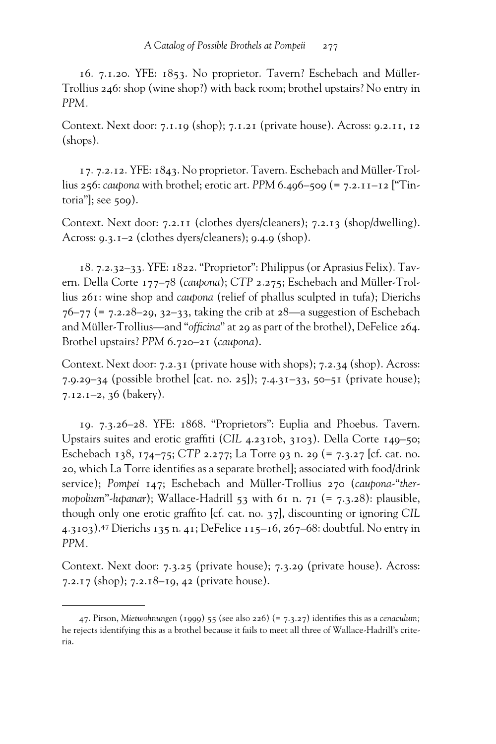16. 7.1.20. YFE: 1853. No proprietor. Tavern? Eschebach and Müller-Trollius 246: shop (wine shop?) with back room; brothel upstairs? No entry in *PPM*.

Context. Next door: 7.1.19 (shop); 7.1.21 (private house). Across: 9.2.11, 12 (shops).

17. 7.2.12. YFE: 1843. No proprietor. Tavern. Eschebach and Müller-Trollius 256: *caupona* with brothel; erotic art. *PPM* 6.496–509 (= 7.2.11–12 ["Tintoria"]; see 509).

Context. Next door: 7.2.11 (clothes dyers/cleaners); 7.2.13 (shop/dwelling). Across: 9.3.1–2 (clothes dyers/cleaners); 9.4.9 (shop).

18. 7.2.32–33. YFE: 1822. "Proprietor": Philippus (or Aprasius Felix). Tavern. Della Corte 177–78 (*caupona*); *CTP* 2.275; Eschebach and Müller-Trollius 261: wine shop and *caupona* (relief of phallus sculpted in tufa); Dierichs 76–77 (= 7.2.28–29, 32–33, taking the crib at 28—a suggestion of Eschebach and Müller-Trollius—and "*officina*" at 29 as part of the brothel), DeFelice 264. Brothel upstairs? *PPM* 6.720–21 (*caupona*).

Context. Next door: 7.2.31 (private house with shops); 7.2.34 (shop). Across: 7.9.29–34 (possible brothel [cat. no. 25]); 7.4.31–33, 50–51 (private house); 7.12.1–2, 36 (bakery).

19. 7.3.26–28. YFE: 1868. "Proprietors": Euplia and Phoebus. Tavern. Upstairs suites and erotic graffiti (*CIL* 4.2310b, 3103). Della Corte 149–50; Eschebach 138, 174–75; *CTP* 2.277; La Torre 93 n. 29 (= 7.3.27 [cf. cat. no. 20, which La Torre identifies as a separate brothel]; associated with food/drink service); *Pompei* 147; Eschebach and Müller-Trollius 270 (*caupona*-"*thermopolium*"-*lupanar*); Wallace-Hadrill 53 with 61 n. 71 (= 7.3.28): plausible, though only one erotic graffito [cf. cat. no. 37], discounting or ignoring *CIL* 4.3103).[47] Dierichs 135 n. 41; DeFelice 115–16, 267–68: doubtful. No entry in *PPM*.

Context. Next door: 7.3.25 (private house); 7.3.29 (private house). Across: 7.2.17 (shop); 7.2.18–19, 42 (private house).

---

47. Pirson, *Mietwohnungen* (1999) 55 (see also 226) (= 7.3.27) identifies this as a *cenaculum*; he rejects identifying this as a brothel because it fails to meet all three of Wallace-Hadrill's criteria.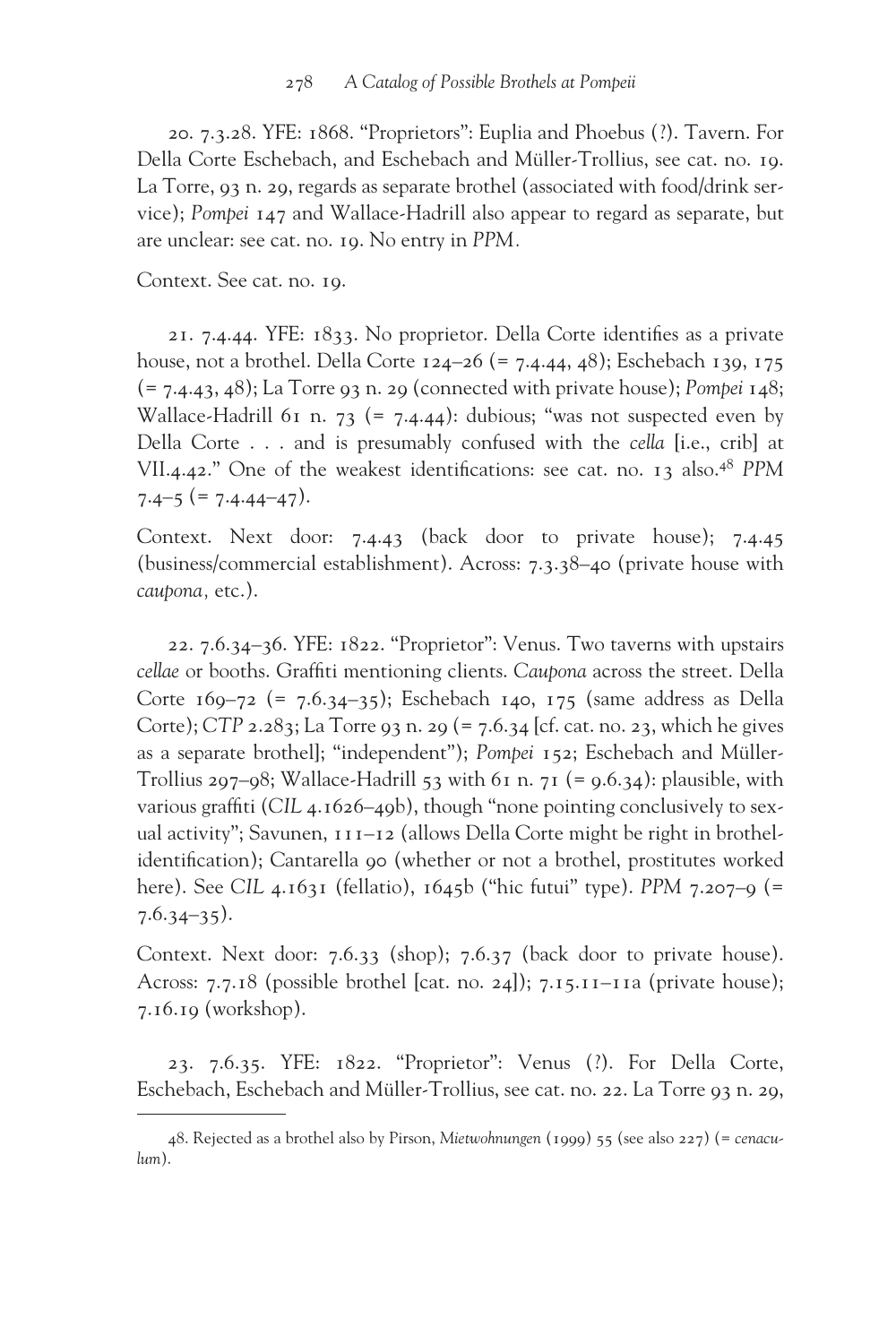20. 7.3.28. YFE: 1868. "Proprietors": Euplia and Phoebus (?). Tavern. For Della Corte Eschebach, and Eschebach and Müller-Trollius, see cat. no. 19. La Torre, 93 n. 29, regards as separate brothel (associated with food/drink service); *Pompei* 147 and Wallace-Hadrill also appear to regard as separate, but are unclear: see cat. no. 19. No entry in *PPM*.

Context. See cat. no. 19.

21. 7.4.44. YFE: 1833. No proprietor. Della Corte identifies as a private house, not a brothel. Della Corte 124–26 (= 7.4.44, 48); Eschebach 139, 175 (= 7.4.43, 48); La Torre 93 n. 29 (connected with private house); *Pompei* 148; Wallace-Hadrill 61 n. 73 (= 7.4.44): dubious; "was not suspected even by Della Corte . . . and is presumably confused with the *cella* [i.e., crib] at VII.4.42." One of the weakest identifications: see cat. no. 13 also.[48] *PPM* 7.4–5 (= 7.4.44–47).

Context. Next door: 7.4.43 (back door to private house); 7.4.45 (business/commercial establishment). Across: 7.3.38–40 (private house with *caupona*, etc.).

22. 7.6.34–36. YFE: 1822. "Proprietor": Venus. Two taverns with upstairs *cellae* or booths. Graffiti mentioning clients. *Caupona* across the street. Della Corte 169–72 (= 7.6.34–35); Eschebach 140, 175 (same address as Della Corte); *CTP* 2.283; La Torre 93 n. 29 (= 7.6.34 [cf. cat. no. 23, which he gives as a separate brothel]; "independent"); *Pompei* 152; Eschebach and Müller-Trollius 297–98; Wallace-Hadrill 53 with 61 n. 71 (= 9.6.34): plausible, with various graffiti (*CIL* 4.1626–49b), though "none pointing conclusively to sexual activity"; Savunen, 111–12 (allows Della Corte might be right in brothel-identification); Cantarella 90 (whether or not a brothel, prostitutes worked here). See *CIL* 4.1631 (fellatio), 1645b ("hic futui" type). *PPM* 7.207–9 (= 7.6.34–35).

Context. Next door: 7.6.33 (shop); 7.6.37 (back door to private house). Across: 7.7.18 (possible brothel [cat. no. 24]); 7.15.11–11a (private house); 7.16.19 (workshop).

23. 7.6.35. YFE: 1822. "Proprietor": Venus (?). For Della Corte, Eschebach, Eschebach and Müller-Trollius, see cat. no. 22. La Torre 93 n. 29,

48. Rejected as a brothel also by Pirson, *Mietwohnungen* (1999) 55 (see also 227) (= *cenaculum*).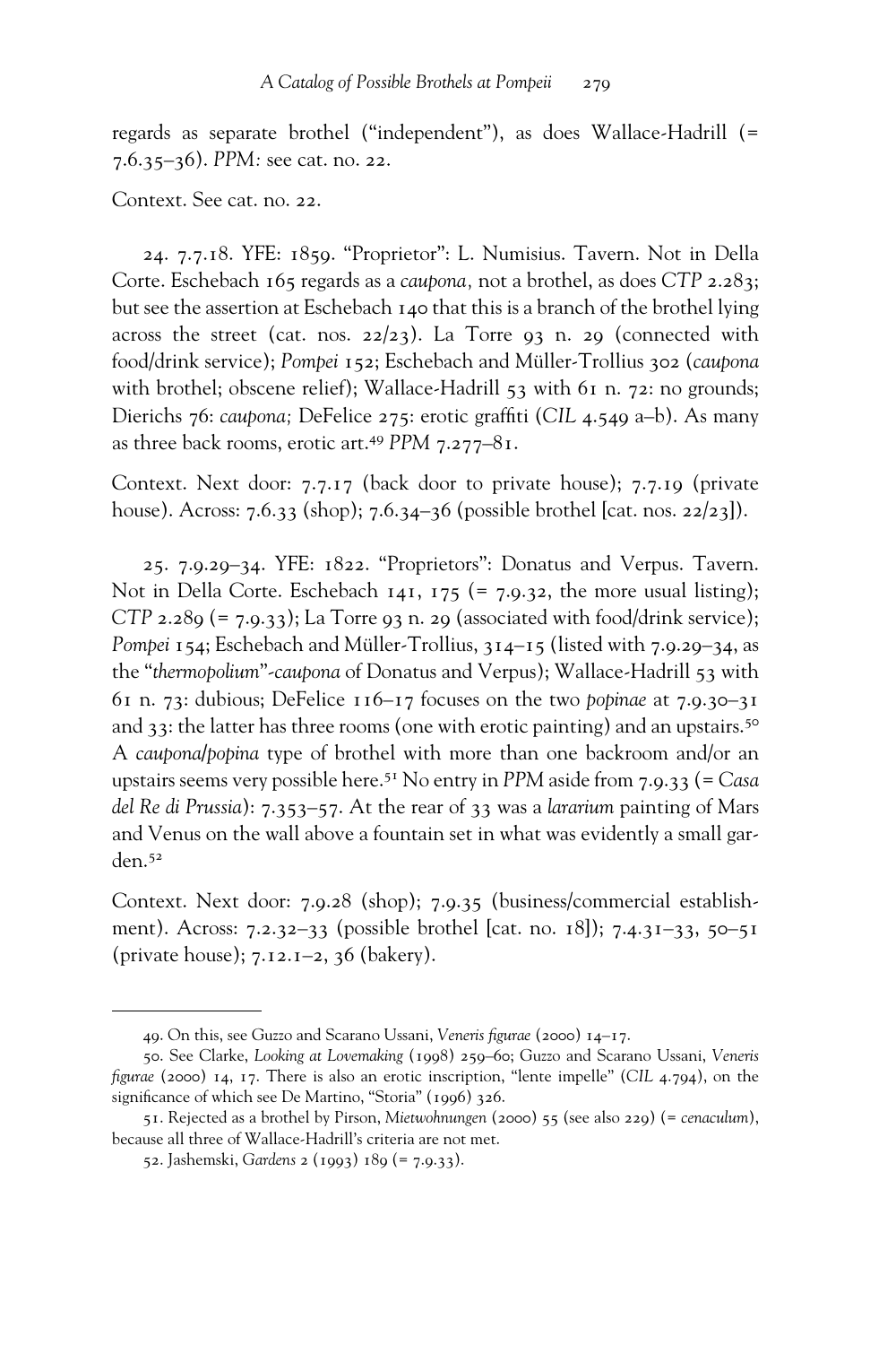regards as separate brothel ("independent"), as does Wallace-Hadrill (= 7.6.35–36). *PPM:* see cat. no. 22.

Context. See cat. no. 22.

24. 7.7.18. YFE: 1859. "Proprietor": L. Numisius. Tavern. Not in Della Corte. Eschebach 165 regards as a *caupona,* not a brothel, as does *CTP* 2.283; but see the assertion at Eschebach 140 that this is a branch of the brothel lying across the street (cat. nos. 22/23). La Torre 93 n. 29 (connected with food/drink service); *Pompei* 152; Eschebach and Müller-Trollius 302 (*caupona* with brothel; obscene relief); Wallace-Hadrill 53 with 61 n. 72: no grounds; Dierichs 76: *caupona;* DeFelice 275: erotic graffiti (*CIL* 4.549 a–b). As many as three back rooms, erotic art.[49] *PPM* 7.277–81.

Context. Next door: 7.7.17 (back door to private house); 7.7.19 (private house). Across: 7.6.33 (shop); 7.6.34–36 (possible brothel [cat. nos. 22/23]).

25. 7.9.29–34. YFE: 1822. "Proprietors": Donatus and Verpus. Tavern. Not in Della Corte. Eschebach 141, 175 (= 7.9.32, the more usual listing); *CTP* 2.289 (= 7.9.33); La Torre 93 n. 29 (associated with food/drink service); *Pompei* 154; Eschebach and Müller-Trollius, 314–15 (listed with 7.9.29–34, as the "*thermopolium*"-*caupona* of Donatus and Verpus); Wallace-Hadrill 53 with 61 n. 73: dubious; DeFelice 116–17 focuses on the two *popinae* at 7.9.30–31 and 33: the latter has three rooms (one with erotic painting) and an upstairs.[50] A *caupona*/*popina* type of brothel with more than one backroom and/or an upstairs seems very possible here.[51] No entry in *PPM* aside from 7.9.33 (= *Casa del Re di Prussia*): 7.353–57. At the rear of 33 was a *lararium* painting of Mars and Venus on the wall above a fountain set in what was evidently a small garden.[52]

Context. Next door: 7.9.28 (shop); 7.9.35 (business/commercial establishment). Across: 7.2.32–33 (possible brothel [cat. no. 18]); 7.4.31–33, 50–51 (private house); 7.12.1–2, 36 (bakery).

---

49. On this, see Guzzo and Scarano Ussani, *Veneris figurae* (2000) 14–17.

50. See Clarke, *Looking at Lovemaking* (1998) 259–60; Guzzo and Scarano Ussani, *Veneris figurae* (2000) 14, 17. There is also an erotic inscription, "lente impelle" (*CIL* 4.794), on the significance of which see De Martino, "Storia" (1996) 326.

51. Rejected as a brothel by Pirson, *Mietwohnungen* (2000) 55 (see also 229) (= *cenaculum*), because all three of Wallace-Hadrill's criteria are not met.

52. Jashemski, *Gardens* 2 (1993) 189 (= 7.9.33).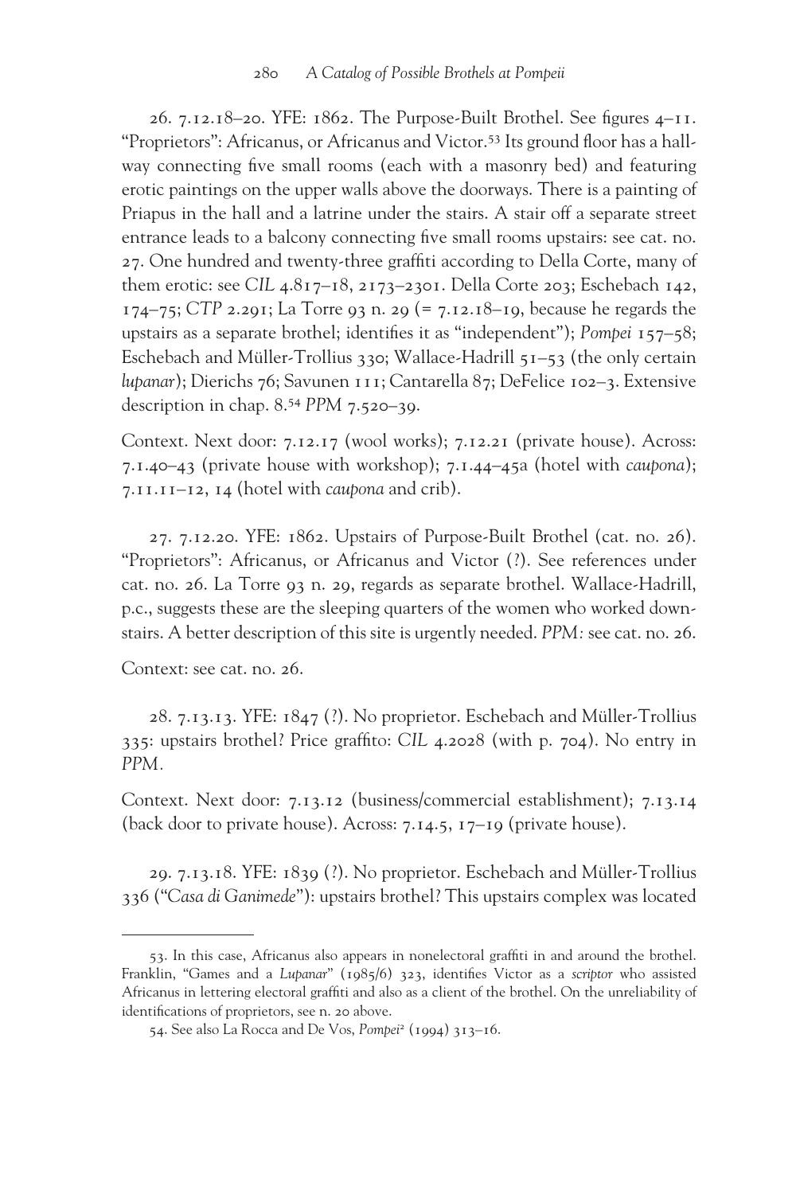26. 7.12.18–20. YFE: 1862. The Purpose-Built Brothel. See figures 4–11. "Proprietors": Africanus, or Africanus and Victor.[53] Its ground floor has a hallway connecting five small rooms (each with a masonry bed) and featuring erotic paintings on the upper walls above the doorways. There is a painting of Priapus in the hall and a latrine under the stairs. A stair off a separate street entrance leads to a balcony connecting five small rooms upstairs: see cat. no. 27. One hundred and twenty-three graffiti according to Della Corte, many of them erotic: see *CIL* 4.817–18, 2173–2301. Della Corte 203; Eschebach 142, 174–75; *CTP* 2.291; La Torre 93 n. 29 (= 7.12.18–19, because he regards the upstairs as a separate brothel; identifies it as "independent"); *Pompei* 157–58; Eschebach and Müller-Trollius 330; Wallace-Hadrill 51–53 (the only certain *lupanar*); Dierichs 76; Savunen 111; Cantarella 87; DeFelice 102–3. Extensive description in chap. 8.[54] *PPM* 7.520–39.

Context. Next door: 7.12.17 (wool works); 7.12.21 (private house). Across: 7.1.40–43 (private house with workshop); 7.1.44–45a (hotel with *caupona*); 7.11.11–12, 14 (hotel with *caupona* and crib).

27. 7.12.20. YFE: 1862. Upstairs of Purpose-Built Brothel (cat. no. 26). "Proprietors": Africanus, or Africanus and Victor (?). See references under cat. no. 26. La Torre 93 n. 29, regards as separate brothel. Wallace-Hadrill, p.c., suggests these are the sleeping quarters of the women who worked downstairs. A better description of this site is urgently needed. *PPM:* see cat. no. 26.

Context: see cat. no. 26.

28. 7.13.13. YFE: 1847 (?). No proprietor. Eschebach and Müller-Trollius 335: upstairs brothel? Price graffito: *CIL* 4.2028 (with p. 704). No entry in *PPM*.

Context. Next door: 7.13.12 (business/commercial establishment); 7.13.14 (back door to private house). Across: 7.14.5, 17–19 (private house).

29. 7.13.18. YFE: 1839 (?). No proprietor. Eschebach and Müller-Trollius 336 ("*Casa di Ganimede*"): upstairs brothel? This upstairs complex was located

---

53. In this case, Africanus also appears in nonelectoral graffiti in and around the brothel. Franklin, "Games and a *Lupanar*" (1985/6) 323, identifies Victor as a *scriptor* who assisted Africanus in lettering electoral graffiti and also as a client of the brothel. On the unreliability of identifications of proprietors, see n. 20 above.

54. See also La Rocca and De Vos, *Pompei*[2] (1994) 313–16.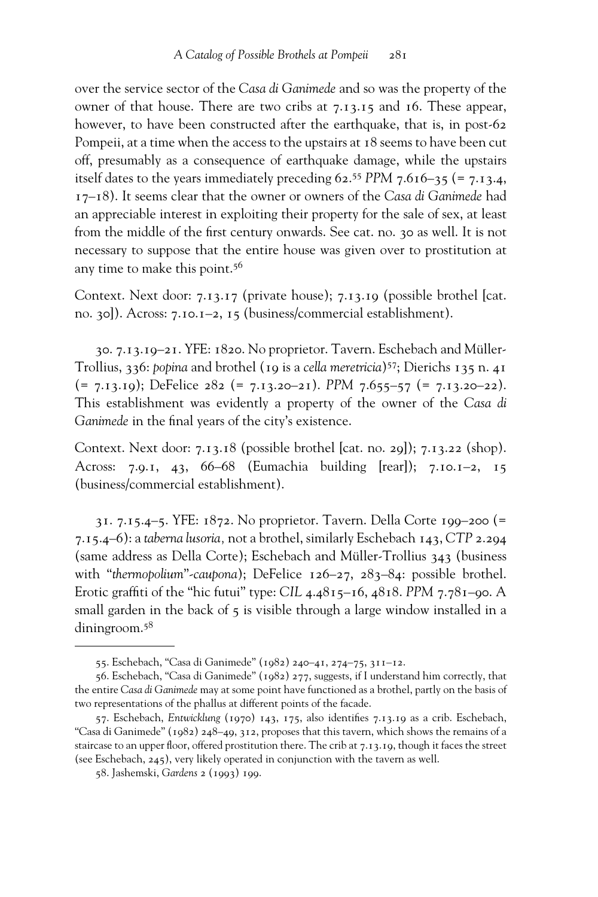over the service sector of the *Casa di Ganimede* and so was the property of the owner of that house. There are two cribs at 7.13.15 and 16. These appear, however, to have been constructed after the earthquake, that is, in post-62 Pompeii, at a time when the access to the upstairs at 18 seems to have been cut off, presumably as a consequence of earthquake damage, while the upstairs itself dates to the years immediately preceding 62.[55] *PPM* 7.616–35 (= 7.13.4, 17–18). It seems clear that the owner or owners of the *Casa di Ganimede* had an appreciable interest in exploiting their property for the sale of sex, at least from the middle of the first century onwards. See cat. no. 30 as well. It is not necessary to suppose that the entire house was given over to prostitution at any time to make this point.[56]

Context. Next door: 7.13.17 (private house); 7.13.19 (possible brothel [cat. no. 30]). Across: 7.10.1–2, 15 (business/commercial establishment).

30. 7.13.19–21. YFE: 1820. No proprietor. Tavern. Eschebach and Müller-Trollius, 336: *popina* and brothel (19 is a *cella meretricia*)[57]; Dierichs 135 n. 41 (= 7.13.19); DeFelice 282 (= 7.13.20–21). *PPM* 7.655–57 (= 7.13.20–22). This establishment was evidently a property of the owner of the *Casa di Ganimede* in the final years of the city's existence.

Context. Next door: 7.13.18 (possible brothel [cat. no. 29]); 7.13.22 (shop). Across: 7.9.1, 43, 66–68 (Eumachia building [rear]); 7.10.1–2, 15 (business/commercial establishment).

31. 7.15.4–5. YFE: 1872. No proprietor. Tavern. Della Corte 199–200 (= 7.15.4–6): a *taberna lusoria,* not a brothel, similarly Eschebach 143, *CTP* 2.294 (same address as Della Corte); Eschebach and Müller-Trollius 343 (business with "*thermopolium*"-*caupona*); DeFelice 126–27, 283–84: possible brothel. Erotic graffiti of the "hic futui" type: *CIL* 4.4815–16, 4818. *PPM* 7.781–90. A small garden in the back of 5 is visible through a large window installed in a diningroom.[58]

---

55. Eschebach, "Casa di Ganimede" (1982) 240–41, 274–75, 311–12.

56. Eschebach, "Casa di Ganimede" (1982) 277, suggests, if I understand him correctly, that the entire *Casa di Ganimede* may at some point have functioned as a brothel, partly on the basis of two representations of the phallus at different points of the facade.

57. Eschebach, *Entwicklung* (1970) 143, 175, also identifies 7.13.19 as a crib. Eschebach, "Casa di Ganimede" (1982) 248–49, 312, proposes that this tavern, which shows the remains of a staircase to an upper floor, offered prostitution there. The crib at 7.13.19, though it faces the street (see Eschebach, 245), very likely operated in conjunction with the tavern as well.

58. Jashemski, *Gardens* 2 (1993) 199.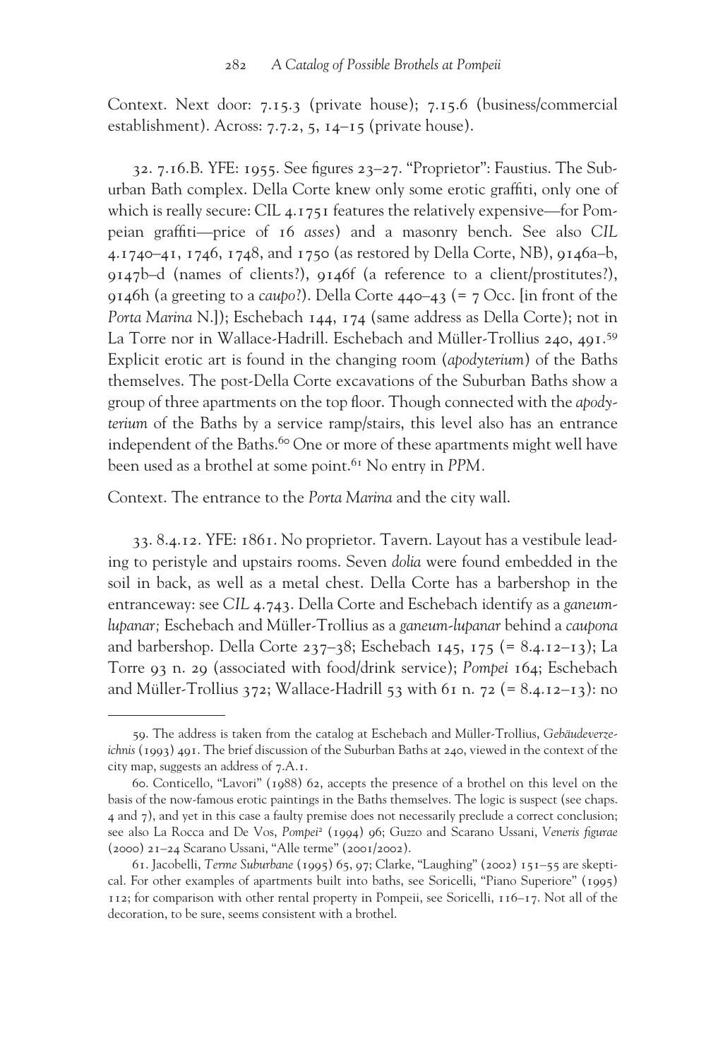Context. Next door: 7.15.3 (private house); 7.15.6 (business/commercial establishment). Across: 7.7.2, 5, 14–15 (private house).

32. 7.16.B. YFE: 1955. See figures 23–27. "Proprietor": Faustius. The Suburban Bath complex. Della Corte knew only some erotic graffiti, only one of which is really secure: CIL 4.1751 features the relatively expensive—for Pompeian graffiti—price of 16 *asses*) and a masonry bench. See also *CIL* 4.1740–41, 1746, 1748, and 1750 (as restored by Della Corte, NB), 9146a–b, 9147b–d (names of clients?), 9146f (a reference to a client/prostitutes?), 9146h (a greeting to a *caupo*?). Della Corte 440–43 (= 7 Occ. [in front of the *Porta Marina* N.]); Eschebach 144, 174 (same address as Della Corte); not in La Torre nor in Wallace-Hadrill. Eschebach and Müller-Trollius 240, 491.[59] Explicit erotic art is found in the changing room (*apodyterium*) of the Baths themselves. The post-Della Corte excavations of the Suburban Baths show a group of three apartments on the top floor. Though connected with the *apodyterium* of the Baths by a service ramp/stairs, this level also has an entrance independent of the Baths.[60] One or more of these apartments might well have been used as a brothel at some point.[61] No entry in *PPM*.

Context. The entrance to the *Porta Marina* and the city wall.

33. 8.4.12. YFE: 1861. No proprietor. Tavern. Layout has a vestibule leading to peristyle and upstairs rooms. Seven *dolia* were found embedded in the soil in back, as well as a metal chest. Della Corte has a barbershop in the entranceway: see *CIL* 4.743. Della Corte and Eschebach identify as a *ganeum-lupanar;* Eschebach and Müller-Trollius as a *ganeum-lupanar* behind a *caupona* and barbershop. Della Corte 237–38; Eschebach 145, 175 (= 8.4.12–13); La Torre 93 n. 29 (associated with food/drink service); *Pompei* 164; Eschebach and Müller-Trollius 372; Wallace-Hadrill 53 with 61 n. 72 (= 8.4.12–13): no

---

59. The address is taken from the catalog at Eschebach and Müller-Trollius, *Gebäudeverzeichnis* (1993) 491. The brief discussion of the Suburban Baths at 240, viewed in the context of the city map, suggests an address of 7.A.1.

60. Conticello, "Lavori" (1988) 62, accepts the presence of a brothel on this level on the basis of the now-famous erotic paintings in the Baths themselves. The logic is suspect (see chaps. 4 and 7), and yet in this case a faulty premise does not necessarily preclude a correct conclusion; see also La Rocca and De Vos, *Pompei*² (1994) 96; Guzzo and Scarano Ussani, *Veneris figurae* (2000) 21–24 Scarano Ussani, "Alle terme" (2001/2002).

61. Jacobelli, *Terme Suburbane* (1995) 65, 97; Clarke, "Laughing" (2002) 151–55 are skeptical. For other examples of apartments built into baths, see Soricelli, "Piano Superiore" (1995) 112; for comparison with other rental property in Pompeii, see Soricelli, 116–17. Not all of the decoration, to be sure, seems consistent with a brothel.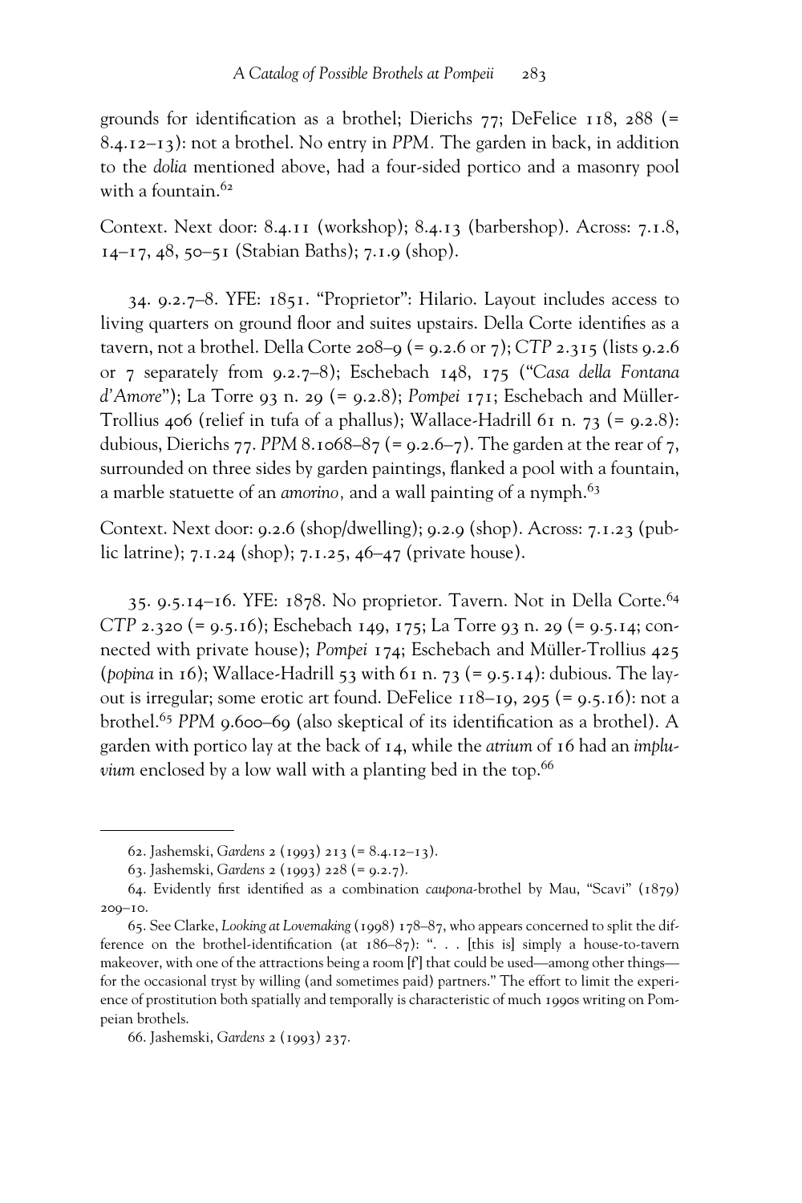grounds for identification as a brothel; Dierichs 77; DeFelice 118, 288 (= 8.4.12–13): not a brothel. No entry in *PPM*. The garden in back, in addition to the *dolia* mentioned above, had a four-sided portico and a masonry pool with a fountain.[62]

Context. Next door: 8.4.11 (workshop); 8.4.13 (barbershop). Across: 7.1.8, 14–17, 48, 50–51 (Stabian Baths); 7.1.9 (shop).

34. 9.2.7–8. YFE: 1851. "Proprietor": Hilario. Layout includes access to living quarters on ground floor and suites upstairs. Della Corte identifies as a tavern, not a brothel. Della Corte 208–9 (= 9.2.6 or 7); *CTP* 2.315 (lists 9.2.6 or 7 separately from 9.2.7–8); Eschebach 148, 175 ("*Casa della Fontana d'Amore*"); La Torre 93 n. 29 (= 9.2.8); *Pompei* 171; Eschebach and Müller-Trollius 406 (relief in tufa of a phallus); Wallace-Hadrill 61 n. 73 (= 9.2.8): dubious, Dierichs 77. *PPM* 8.1068–87 (= 9.2.6–7). The garden at the rear of 7, surrounded on three sides by garden paintings, flanked a pool with a fountain, a marble statuette of an *amorino*, and a wall painting of a nymph.[63]

Context. Next door: 9.2.6 (shop/dwelling); 9.2.9 (shop). Across: 7.1.23 (public latrine); 7.1.24 (shop); 7.1.25, 46–47 (private house).

35. 9.5.14–16. YFE: 1878. No proprietor. Tavern. Not in Della Corte.[64] *CTP* 2.320 (= 9.5.16); Eschebach 149, 175; La Torre 93 n. 29 (= 9.5.14; connected with private house); *Pompei* 174; Eschebach and Müller-Trollius 425 (*popina* in 16); Wallace-Hadrill 53 with 61 n. 73 (= 9.5.14): dubious. The layout is irregular; some erotic art found. DeFelice 118–19, 295 (= 9.5.16): not a brothel.[65] *PPM* 9.600–69 (also skeptical of its identification as a brothel). A garden with portico lay at the back of 14, while the *atrium* of 16 had an *impluvium* enclosed by a low wall with a planting bed in the top.[66]

---

62. Jashemski, *Gardens* 2 (1993) 213 (= 8.4.12–13).

63. Jashemski, *Gardens* 2 (1993) 228 (= 9.2.7).

64. Evidently first identified as a combination *caupona*-brothel by Mau, "Scavi" (1879) 209–10.

65. See Clarke, *Looking at Lovemaking* (1998) 178–87, who appears concerned to split the difference on the brothel-identification (at 186–87): ". . . [this is] simply a house-to-tavern makeover, with one of the attractions being a room [f'] that could be used—among other things—for the occasional tryst by willing (and sometimes paid) partners." The effort to limit the experience of prostitution both spatially and temporally is characteristic of much 1990s writing on Pompeian brothels.

66. Jashemski, *Gardens* 2 (1993) 237.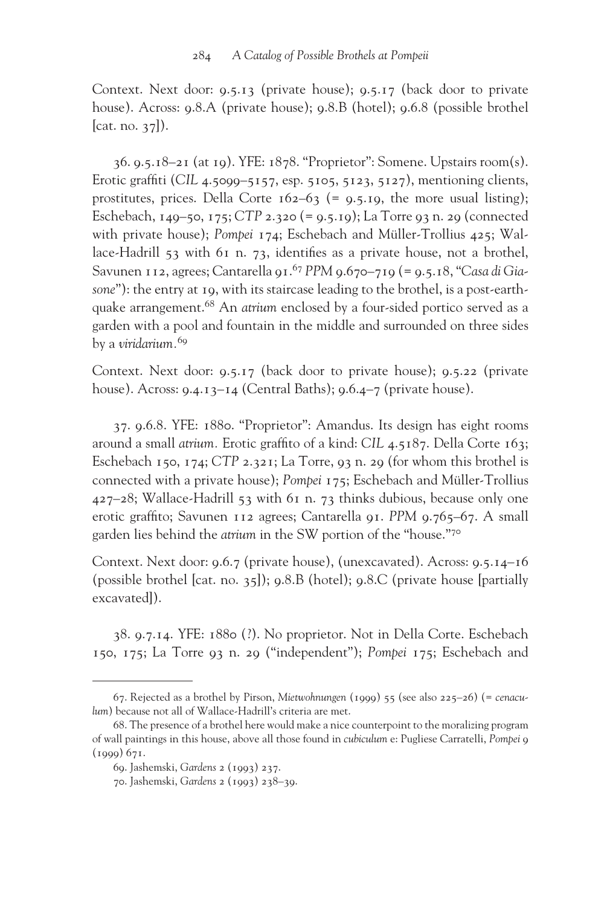Context. Next door: 9.5.13 (private house); 9.5.17 (back door to private house). Across: 9.8.A (private house); 9.8.B (hotel); 9.6.8 (possible brothel [cat. no. 37]).

36. 9.5.18–21 (at 19). YFE: 1878. "Proprietor": Somene. Upstairs room(s). Erotic graffiti (*CIL* 4.5099–5157, esp. 5105, 5123, 5127), mentioning clients, prostitutes, prices. Della Corte 162–63 (= 9.5.19, the more usual listing); Eschebach, 149–50, 175; *CTP* 2.320 (= 9.5.19); La Torre 93 n. 29 (connected with private house); *Pompei* 174; Eschebach and Müller-Trollius 425; Wallace-Hadrill 53 with 61 n. 73, identifies as a private house, not a brothel, Savunen 112, agrees; Cantarella 91.[67] *PPM* 9.670–719 (= 9.5.18, "*Casa di Giasone*"): the entry at 19, with its staircase leading to the brothel, is a post-earthquake arrangement.[68] An *atrium* enclosed by a four-sided portico served as a garden with a pool and fountain in the middle and surrounded on three sides by a *viridarium*.[69]

Context. Next door: 9.5.17 (back door to private house); 9.5.22 (private house). Across: 9.4.13–14 (Central Baths); 9.6.4–7 (private house).

37. 9.6.8. YFE: 1880. "Proprietor": Amandus. Its design has eight rooms around a small *atrium*. Erotic graffito of a kind: *CIL* 4.5187. Della Corte 163; Eschebach 150, 174; *CTP* 2.321; La Torre, 93 n. 29 (for whom this brothel is connected with a private house); *Pompei* 175; Eschebach and Müller-Trollius 427–28; Wallace-Hadrill 53 with 61 n. 73 thinks dubious, because only one erotic graffito; Savunen 112 agrees; Cantarella 91. *PPM* 9.765–67. A small garden lies behind the *atrium* in the SW portion of the "house."[70]

Context. Next door: 9.6.7 (private house), (unexcavated). Across: 9.5.14–16 (possible brothel [cat. no. 35]); 9.8.B (hotel); 9.8.C (private house [partially excavated]).

38. 9.7.14. YFE: 1880 (?). No proprietor. Not in Della Corte. Eschebach 150, 175; La Torre 93 n. 29 ("independent"); *Pompei* 175; Eschebach and

---

67. Rejected as a brothel by Pirson, *Mietwohnungen* (1999) 55 (see also 225–26) (= *cenaculum*) because not all of Wallace-Hadrill's criteria are met.

68. The presence of a brothel here would make a nice counterpoint to the moralizing program of wall paintings in this house, above all those found in *cubiculum* e: Pugliese Carratelli, *Pompei* 9 (1999) 671.

69. Jashemski, *Gardens* 2 (1993) 237.

70. Jashemski, *Gardens* 2 (1993) 238–39.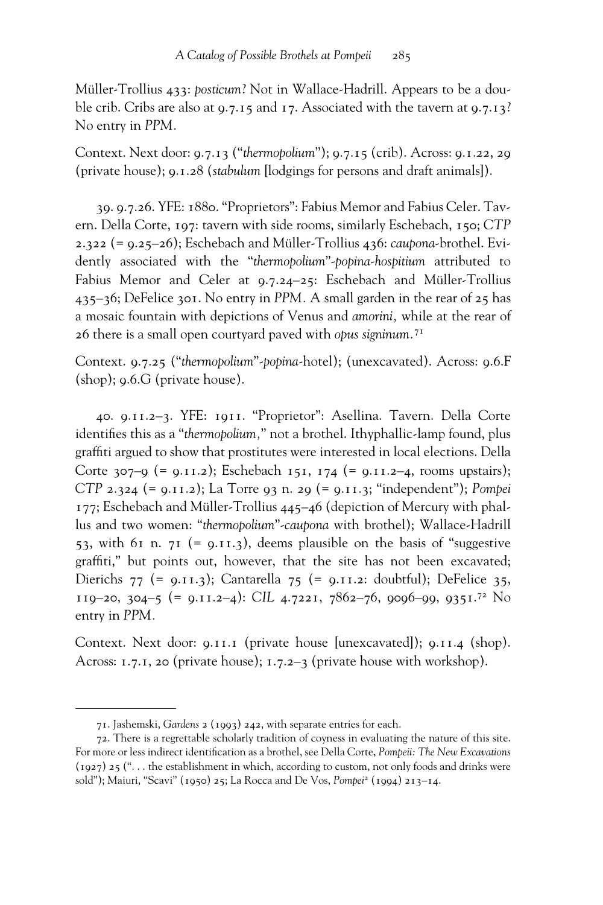Müller-Trollius 433: *posticum*? Not in Wallace-Hadrill. Appears to be a double crib. Cribs are also at 9.7.15 and 17. Associated with the tavern at 9.7.13? No entry in *PPM*.

Context. Next door: 9.7.13 ("*thermopolium*"); 9.7.15 (crib). Across: 9.1.22, 29 (private house); 9.1.28 (*stabulum* [lodgings for persons and draft animals]).

39. 9.7.26. YFE: 1880. "Proprietors": Fabius Memor and Fabius Celer. Tavern. Della Corte, 197: tavern with side rooms, similarly Eschebach, 150; *CTP* 2.322 (= 9.25–26); Eschebach and Müller-Trollius 436: *caupona*-brothel. Evidently associated with the "*thermopolium*"-*popina-hospitium* attributed to Fabius Memor and Celer at 9.7.24–25: Eschebach and Müller-Trollius 435–36; DeFelice 301. No entry in *PPM*. A small garden in the rear of 25 has a mosaic fountain with depictions of Venus and *amorini*, while at the rear of 26 there is a small open courtyard paved with *opus signinum*.[71]

Context. 9.7.25 ("*thermopolium*"-*popina*-hotel); (unexcavated). Across: 9.6.F (shop); 9.6.G (private house).

40. 9.11.2–3. YFE: 1911. "Proprietor": Asellina. Tavern. Della Corte identifies this as a "*thermopolium*," not a brothel. Ithyphallic-lamp found, plus graffiti argued to show that prostitutes were interested in local elections. Della Corte 307–9 (= 9.11.2); Eschebach 151, 174 (= 9.11.2–4, rooms upstairs); *CTP* 2.324 (= 9.11.2); La Torre 93 n. 29 (= 9.11.3; "independent"); *Pompei* 177; Eschebach and Müller-Trollius 445–46 (depiction of Mercury with phallus and two women: "*thermopolium*"-*caupona* with brothel); Wallace-Hadrill 53, with 61 n. 71 (= 9.11.3), deems plausible on the basis of "suggestive graffiti," but points out, however, that the site has not been excavated; Dierichs 77 (= 9.11.3); Cantarella 75 (= 9.11.2: doubtful); DeFelice 35, 119–20, 304–5 (= 9.11.2–4): *CIL* 4.7221, 7862–76, 9096–99, 9351.[72] No entry in *PPM*.

Context. Next door: 9.11.1 (private house [unexcavated]); 9.11.4 (shop). Across: 1.7.1, 20 (private house); 1.7.2–3 (private house with workshop).

---

71. Jashemski, *Gardens* 2 (1993) 242, with separate entries for each.

72. There is a regrettable scholarly tradition of coyness in evaluating the nature of this site. For more or less indirect identification as a brothel, see Della Corte, *Pompeii: The New Excavations* (1927) 25 (". . . the establishment in which, according to custom, not only foods and drinks were sold"); Maiuri, "Scavi" (1950) 25; La Rocca and De Vos, *Pompei*[2] (1994) 213–14.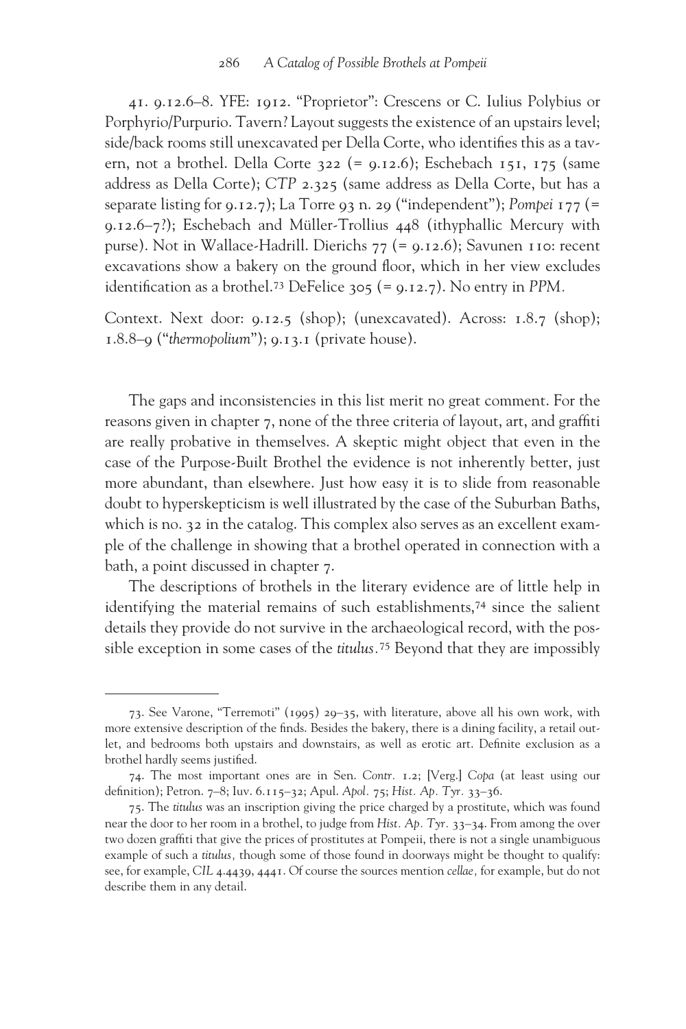41. 9.12.6–8. YFE: 1912. "Proprietor": Crescens or C. Iulius Polybius or Porphyrio/Purpurio. Tavern? Layout suggests the existence of an upstairs level; side/back rooms still unexcavated per Della Corte, who identifies this as a tavern, not a brothel. Della Corte 322 (= 9.12.6); Eschebach 151, 175 (same address as Della Corte); *CTP* 2.325 (same address as Della Corte, but has a separate listing for 9.12.7); La Torre 93 n. 29 ("independent"); *Pompei* 177 (= 9.12.6–7?); Eschebach and Müller-Trollius 448 (ithyphallic Mercury with purse). Not in Wallace-Hadrill. Dierichs 77 (= 9.12.6); Savunen 110: recent excavations show a bakery on the ground floor, which in her view excludes identification as a brothel.[73] DeFelice 305 (= 9.12.7). No entry in *PPM*.

Context. Next door: 9.12.5 (shop); (unexcavated). Across: 1.8.7 (shop); 1.8.8–9 ("*thermopolium*"); 9.13.1 (private house).

The gaps and inconsistencies in this list merit no great comment. For the reasons given in chapter 7, none of the three criteria of layout, art, and graffiti are really probative in themselves. A skeptic might object that even in the case of the Purpose-Built Brothel the evidence is not inherently better, just more abundant, than elsewhere. Just how easy it is to slide from reasonable doubt to hyperskepticism is well illustrated by the case of the Suburban Baths, which is no. 32 in the catalog. This complex also serves as an excellent example of the challenge in showing that a brothel operated in connection with a bath, a point discussed in chapter 7.

The descriptions of brothels in the literary evidence are of little help in identifying the material remains of such establishments,[74] since the salient details they provide do not survive in the archaeological record, with the possible exception in some cases of the *titulus*.[75] Beyond that they are impossibly

---

73. See Varone, "Terremoti" (1995) 29–35, with literature, above all his own work, with more extensive description of the finds. Besides the bakery, there is a dining facility, a retail outlet, and bedrooms both upstairs and downstairs, as well as erotic art. Definite exclusion as a brothel hardly seems justified.

74. The most important ones are in Sen. *Contr.* 1.2; [Verg.] *Copa* (at least using our definition); Petron. 7–8; Iuv. 6.115–32; Apul. *Apol.* 75; *Hist. Ap. Tyr.* 33–36.

75. The *titulus* was an inscription giving the price charged by a prostitute, which was found near the door to her room in a brothel, to judge from *Hist. Ap. Tyr.* 33–34. From among the over two dozen graffiti that give the prices of prostitutes at Pompeii, there is not a single unambiguous example of such a *titulus*, though some of those found in doorways might be thought to qualify: see, for example, *CIL* 4.4439, 4441. Of course the sources mention *cellae*, for example, but do not describe them in any detail.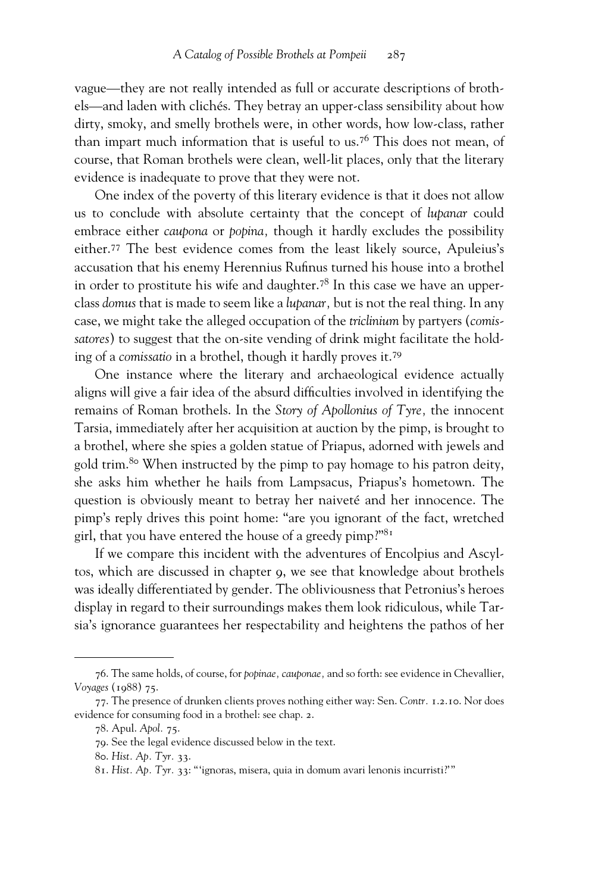vague—they are not really intended as full or accurate descriptions of brothels—and laden with clichés. They betray an upper-class sensibility about how dirty, smoky, and smelly brothels were, in other words, how low-class, rather than impart much information that is useful to us.[76] This does not mean, of course, that Roman brothels were clean, well-lit places, only that the literary evidence is inadequate to prove that they were not.

One index of the poverty of this literary evidence is that it does not allow us to conclude with absolute certainty that the concept of *lupanar* could embrace either *caupona* or *popina,* though it hardly excludes the possibility either.[77] The best evidence comes from the least likely source, Apuleius's accusation that his enemy Herennius Rufinus turned his house into a brothel in order to prostitute his wife and daughter.[78] In this case we have an upper-class *domus* that is made to seem like a *lupanar,* but is not the real thing. In any case, we might take the alleged occupation of the *triclinium* by partyers (*comissatores*) to suggest that the on-site vending of drink might facilitate the holding of a *comissatio* in a brothel, though it hardly proves it.[79]

One instance where the literary and archaeological evidence actually aligns will give a fair idea of the absurd difficulties involved in identifying the remains of Roman brothels. In the *Story of Apollonius of Tyre,* the innocent Tarsia, immediately after her acquisition at auction by the pimp, is brought to a brothel, where she spies a golden statue of Priapus, adorned with jewels and gold trim.[80] When instructed by the pimp to pay homage to his patron deity, she asks him whether he hails from Lampsacus, Priapus's hometown. The question is obviously meant to betray her naiveté and her innocence. The pimp's reply drives this point home: "are you ignorant of the fact, wretched girl, that you have entered the house of a greedy pimp?"[81]

If we compare this incident with the adventures of Encolpius and Ascyltos, which are discussed in chapter 9, we see that knowledge about brothels was ideally differentiated by gender. The obliviousness that Petronius's heroes display in regard to their surroundings makes them look ridiculous, while Tarsia's ignorance guarantees her respectability and heightens the pathos of her

---

76. The same holds, of course, for *popinae, cauponae,* and so forth: see evidence in Chevallier, *Voyages* (1988) 75.

77. The presence of drunken clients proves nothing either way: Sen. *Contr.* 1.2.10. Nor does evidence for consuming food in a brothel: see chap. 2.

78. Apul. *Apol.* 75.

79. See the legal evidence discussed below in the text.

80. *Hist. Ap. Tyr.* 33.

81. *Hist. Ap. Tyr.* 33: "'ignoras, misera, quia in domum avari lenonis incurristi?'"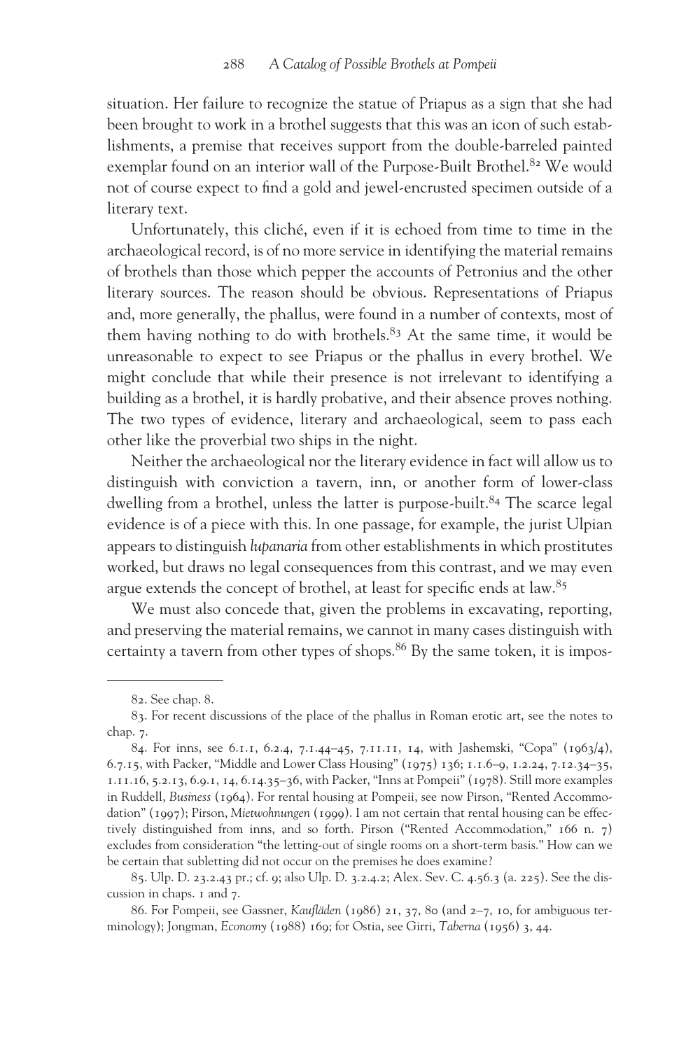situation. Her failure to recognize the statue of Priapus as a sign that she had been brought to work in a brothel suggests that this was an icon of such establishments, a premise that receives support from the double-barreled painted exemplar found on an interior wall of the Purpose-Built Brothel.[82] We would not of course expect to find a gold and jewel-encrusted specimen outside of a literary text.

Unfortunately, this cliché, even if it is echoed from time to time in the archaeological record, is of no more service in identifying the material remains of brothels than those which pepper the accounts of Petronius and the other literary sources. The reason should be obvious. Representations of Priapus and, more generally, the phallus, were found in a number of contexts, most of them having nothing to do with brothels.[83] At the same time, it would be unreasonable to expect to see Priapus or the phallus in every brothel. We might conclude that while their presence is not irrelevant to identifying a building as a brothel, it is hardly probative, and their absence proves nothing. The two types of evidence, literary and archaeological, seem to pass each other like the proverbial two ships in the night.

Neither the archaeological nor the literary evidence in fact will allow us to distinguish with conviction a tavern, inn, or another form of lower-class dwelling from a brothel, unless the latter is purpose-built.[84] The scarce legal evidence is of a piece with this. In one passage, for example, the jurist Ulpian appears to distinguish *lupanaria* from other establishments in which prostitutes worked, but draws no legal consequences from this contrast, and we may even argue extends the concept of brothel, at least for specific ends at law.[85]

We must also concede that, given the problems in excavating, reporting, and preserving the material remains, we cannot in many cases distinguish with certainty a tavern from other types of shops.[86] By the same token, it is impos-

---

82. See chap. 8.

83. For recent discussions of the place of the phallus in Roman erotic art, see the notes to chap. 7.

84. For inns, see 6.1.1, 6.2.4, 7.1.44–45, 7.11.11, 14, with Jashemski, "Copa" (1963/4), 6.7.15, with Packer, "Middle and Lower Class Housing" (1975) 136; 1.1.6–9, 1.2.24, 7.12.34–35, 1.11.16, 5.2.13, 6.9.1, 14, 6.14.35–36, with Packer, "Inns at Pompeii" (1978). Still more examples in Ruddell, *Business* (1964). For rental housing at Pompeii, see now Pirson, "Rented Accommodation" (1997); Pirson, *Mietwohnungen* (1999). I am not certain that rental housing can be effectively distinguished from inns, and so forth. Pirson ("Rented Accommodation," 166 n. 7) excludes from consideration "the letting-out of single rooms on a short-term basis." How can we be certain that subletting did not occur on the premises he does examine?

85. Ulp. D. 23.2.43 pr.; cf. 9; also Ulp. D. 3.2.4.2; Alex. Sev. C. 4.56.3 (a. 225). See the discussion in chaps. 1 and 7.

86. For Pompeii, see Gassner, *Kaufläden* (1986) 21, 37, 80 (and 2–7, 10, for ambiguous terminology); Jongman, *Economy* (1988) 169; for Ostia, see Girri, *Taberna* (1956) 3, 44.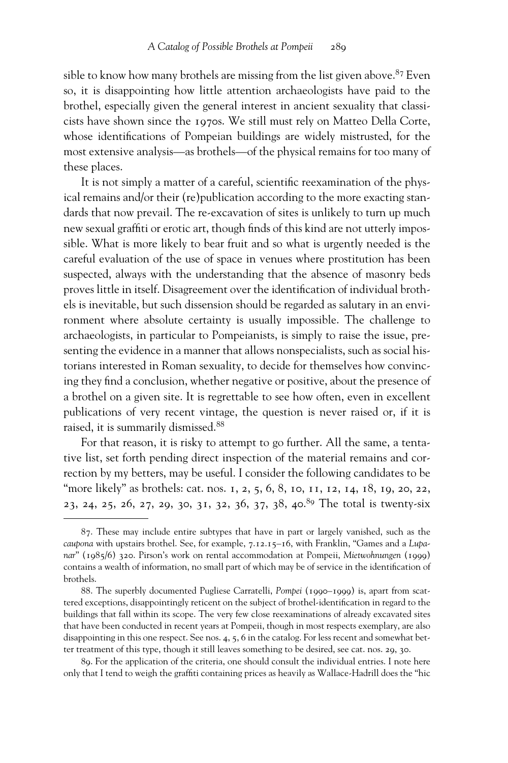sible to know how many brothels are missing from the list given above.[87] Even so, it is disappointing how little attention archaeologists have paid to the brothel, especially given the general interest in ancient sexuality that classicists have shown since the 1970s. We still must rely on Matteo Della Corte, whose identifications of Pompeian buildings are widely mistrusted, for the most extensive analysis—as brothels—of the physical remains for too many of these places.

It is not simply a matter of a careful, scientific reexamination of the physical remains and/or their (re)publication according to the more exacting standards that now prevail. The re-excavation of sites is unlikely to turn up much new sexual graffiti or erotic art, though finds of this kind are not utterly impossible. What is more likely to bear fruit and so what is urgently needed is the careful evaluation of the use of space in venues where prostitution has been suspected, always with the understanding that the absence of masonry beds proves little in itself. Disagreement over the identification of individual brothels is inevitable, but such dissension should be regarded as salutary in an environment where absolute certainty is usually impossible. The challenge to archaeologists, in particular to Pompeianists, is simply to raise the issue, presenting the evidence in a manner that allows nonspecialists, such as social historians interested in Roman sexuality, to decide for themselves how convincing they find a conclusion, whether negative or positive, about the presence of a brothel on a given site. It is regrettable to see how often, even in excellent publications of very recent vintage, the question is never raised or, if it is raised, it is summarily dismissed.[88]

For that reason, it is risky to attempt to go further. All the same, a tentative list, set forth pending direct inspection of the material remains and correction by my betters, may be useful. I consider the following candidates to be "more likely" as brothels: cat. nos. 1, 2, 5, 6, 8, 10, 11, 12, 14, 18, 19, 20, 22, 23, 24, 25, 26, 27, 29, 30, 31, 32, 36, 37, 38, 40.[89] The total is twenty-six

87. These may include entire subtypes that have in part or largely vanished, such as the *caupona* with upstairs brothel. See, for example, 7.12.15–16, with Franklin, "Games and a *Lupanar*" (1985/6) 320. Pirson's work on rental accommodation at Pompeii, *Mietwohnungen* (1999) contains a wealth of information, no small part of which may be of service in the identification of brothels.

88. The superbly documented Pugliese Carratelli, *Pompei* (1990–1999) is, apart from scattered exceptions, disappointingly reticent on the subject of brothel-identification in regard to the buildings that fall within its scope. The very few close reexaminations of already excavated sites that have been conducted in recent years at Pompeii, though in most respects exemplary, are also disappointing in this one respect. See nos. 4, 5, 6 in the catalog. For less recent and somewhat better treatment of this type, though it still leaves something to be desired, see cat. nos. 29, 30.

89. For the application of the criteria, one should consult the individual entries. I note here only that I tend to weigh the graffiti containing prices as heavily as Wallace-Hadrill does the "hic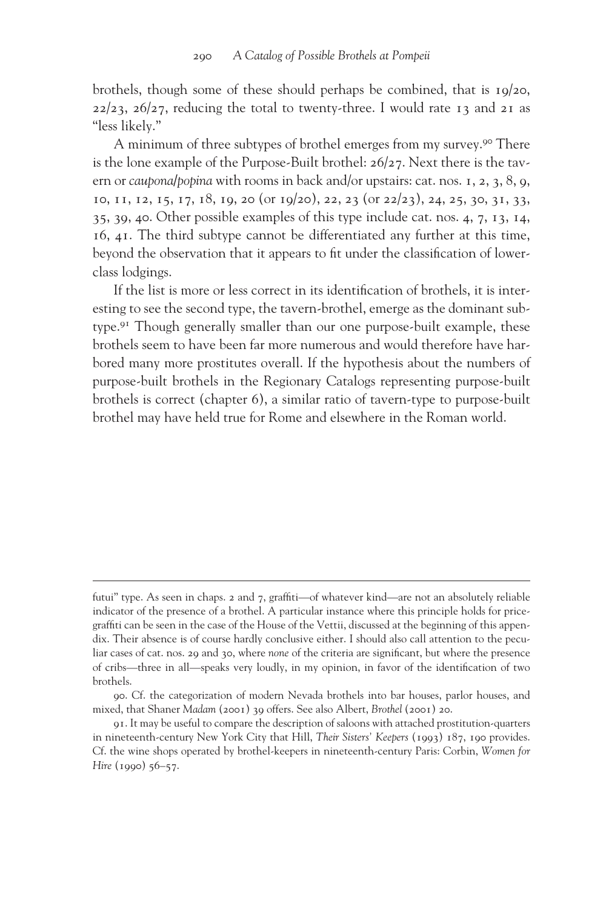brothels, though some of these should perhaps be combined, that is 19/20, 22/23, 26/27, reducing the total to twenty-three. I would rate 13 and 21 as "less likely."

A minimum of three subtypes of brothel emerges from my survey.[90] There is the lone example of the Purpose-Built brothel: 26/27. Next there is the tavern or *caupona/popina* with rooms in back and/or upstairs: cat. nos. 1, 2, 3, 8, 9, 10, 11, 12, 15, 17, 18, 19, 20 (or 19/20), 22, 23 (or 22/23), 24, 25, 30, 31, 33, 35, 39, 40. Other possible examples of this type include cat. nos. 4, 7, 13, 14, 16, 41. The third subtype cannot be differentiated any further at this time, beyond the observation that it appears to fit under the classification of lower-class lodgings.

If the list is more or less correct in its identification of brothels, it is interesting to see the second type, the tavern-brothel, emerge as the dominant subtype.[91] Though generally smaller than our one purpose-built example, these brothels seem to have been far more numerous and would therefore have harbored many more prostitutes overall. If the hypothesis about the numbers of purpose-built brothels in the Regionary Catalogs representing purpose-built brothels is correct (chapter 6), a similar ratio of tavern-type to purpose-built brothel may have held true for Rome and elsewhere in the Roman world.

---

futui" type. As seen in chaps. 2 and 7, graffiti—of whatever kind—are not an absolutely reliable indicator of the presence of a brothel. A particular instance where this principle holds for price-graffiti can be seen in the case of the House of the Vettii, discussed at the beginning of this appendix. Their absence is of course hardly conclusive either. I should also call attention to the peculiar cases of cat. nos. 29 and 30, where *none* of the criteria are significant, but where the presence of cribs—three in all—speaks very loudly, in my opinion, in favor of the identification of two brothels.

90. Cf. the categorization of modern Nevada brothels into bar houses, parlor houses, and mixed, that Shaner *Madam* (2001) 39 offers. See also Albert, *Brothel* (2001) 20.

91. It may be useful to compare the description of saloons with attached prostitution-quarters in nineteenth-century New York City that Hill, *Their Sisters' Keepers* (1993) 187, 190 provides. Cf. the wine shops operated by brothel-keepers in nineteenth-century Paris: Corbin, *Women for Hire* (1990) 56–57.